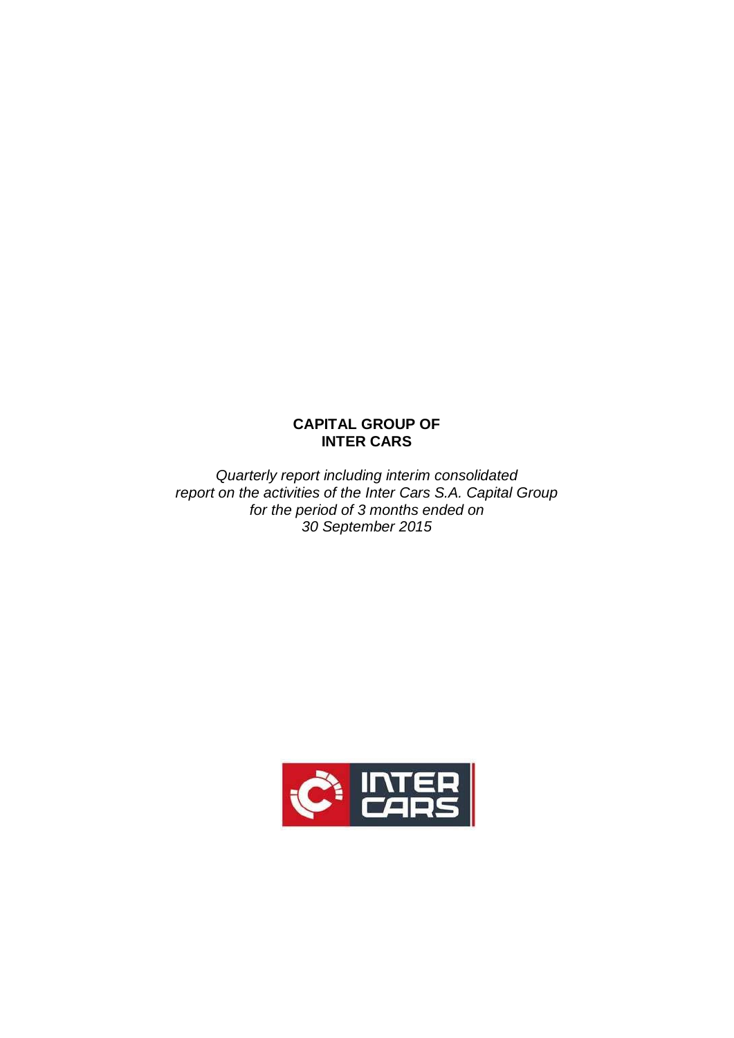# CAPITAL GROUP OF INTER CARS

*Quarterly report including interim consolidated report on the activities of the Inter Cars S.A. Capital Group for the period of 3 months ended on 30 September 2015*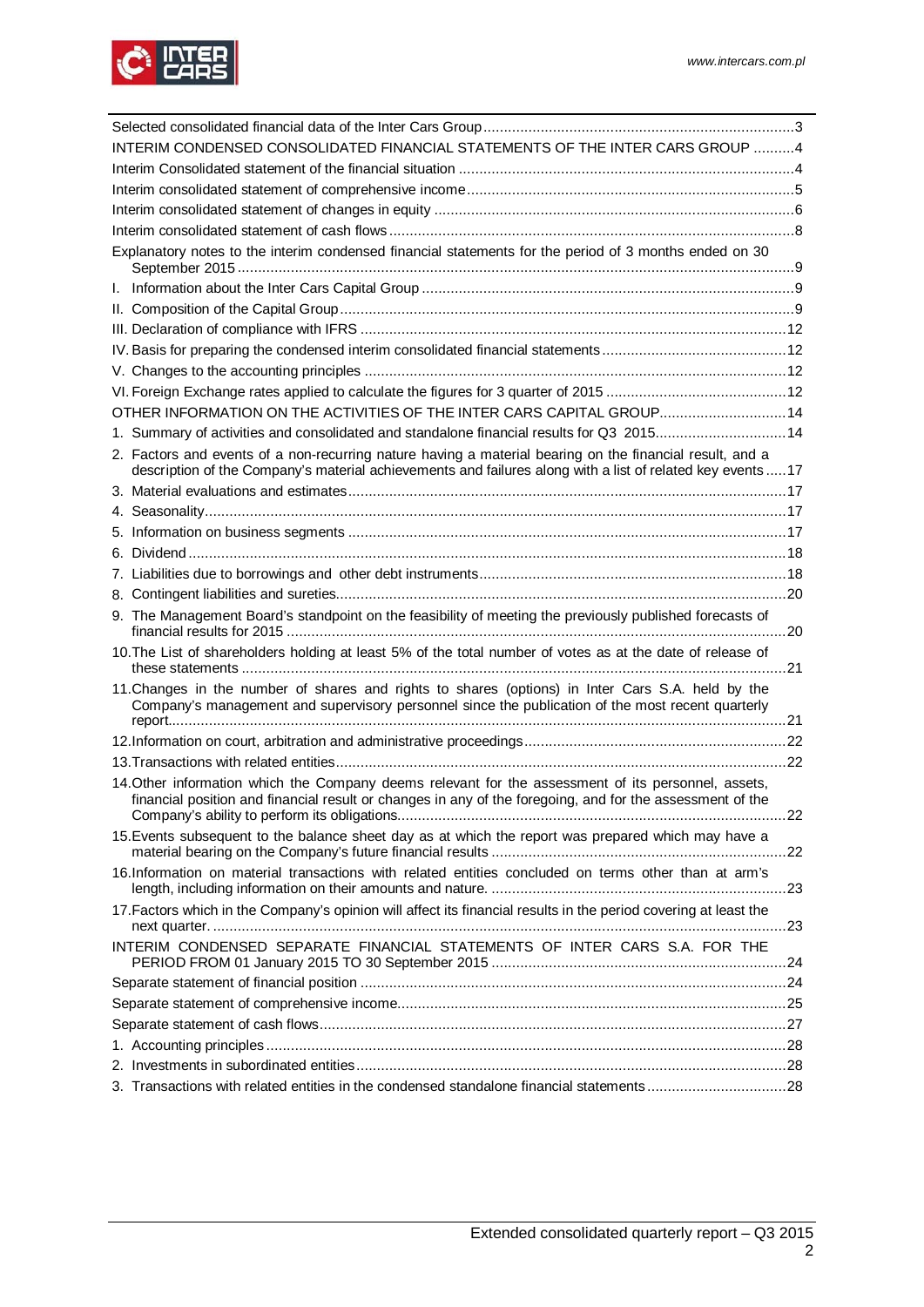Selected consolidated financial data of the Inter Cars Group ....................................................................... 3

INTERIM CONDENSED CONSOLIDATED FINANCIAL STATEMENTS OF THE INTER CARS GROUP .......... 4

Interim Consolidated statement of the financial situation ................................................................................ 4

Interim consolidated statement of comprehensive income ............................................................................... 5

Interim consolidated statement of changes in equity ....................................................................................... 6

Interim consolidated statement of cash flows ................................................................................................. 8

Explanatory notes to the interim condensed financial statements for the period of 3 months ended on 30 September 2015 ....................................................................................................................................... 9

I. Information about the Inter Cars Capital Group ........................................................................................ 9

II. Composition of the Capital Group ............................................................................................................. 9

III. Declaration of compliance with IFRS ...................................................................................................... 12

IV. Basis for preparing the condensed interim consolidated financial statements ........................................... 12

V. Changes to the accounting principles ...................................................................................................... 12

VI. Foreign Exchange rates applied to calculate the figures for 3 quarter of 2015 ........................................... 12

OTHER INFORMATION ON THE ACTIVITIES OF THE INTER CARS CAPITAL GROUP ............................... 14

1. Summary of activities and consolidated and standalone financial results for Q3 2015 ................................ 14

2. Factors and events of a non-recurring nature having a material bearing on the financial result, and a description of the Company's material achievements and failures along with a list of related key events ..... 17

3. Material evaluations and estimates .......................................................................................................... 17

4. Seasonality ............................................................................................................................................ 17

5. Information on business segments .......................................................................................................... 17

6. Dividend ................................................................................................................................................ 18

7. Liabilities due to borrowings and other debt instruments .......................................................................... 18

8. Contingent liabilities and sureties ............................................................................................................ 20

9. The Management Board's standpoint on the feasibility of meeting the previously published forecasts of financial results for 2015 ........................................................................................................................... 20

10. The List of shareholders holding at least 5% of the total number of votes as at the date of release of these statements .......................................................................................................................................... 21

11. Changes in the number of shares and rights to shares (options) in Inter Cars S.A. held by the Company's management and supervisory personnel since the publication of the most recent quarterly report ........................................................................................................................................................ 21

12. Information on court, arbitration and administrative proceedings ............................................................... 22

13. Transactions with related entities ............................................................................................................ 22

14. Other information which the Company deems relevant for the assessment of its personnel, assets, financial position and financial result or changes in any of the foregoing, and for the assessment of the Company's ability to perform its obligations .............................................................................................. 22

15. Events subsequent to the balance sheet day as at which the report was prepared which may have a material bearing on the Company's future financial results ........................................................................ 22

16. Information on material transactions with related entities concluded on terms other than at arm's length, including information on their amounts and nature. ....................................................................... 23

17. Factors which in the Company's opinion will affect its financial results in the period covering at least the next quarter. ............................................................................................................................................ 23

INTERIM CONDENSED SEPARATE FINANCIAL STATEMENTS OF INTER CARS S.A. FOR THE PERIOD FROM 01 January 2015 TO 30 September 2015 ........................................................................ 24

Separate statement of financial position ........................................................................................................ 24

Separate statement of comprehensive income .............................................................................................. 25

Separate statement of cash flows ................................................................................................................. 27

1. Accounting principles ............................................................................................................................... 28

2. Investments in subordinated entities ......................................................................................................... 28

3. Transactions with related entities in the condensed standalone financial statements .................................. 28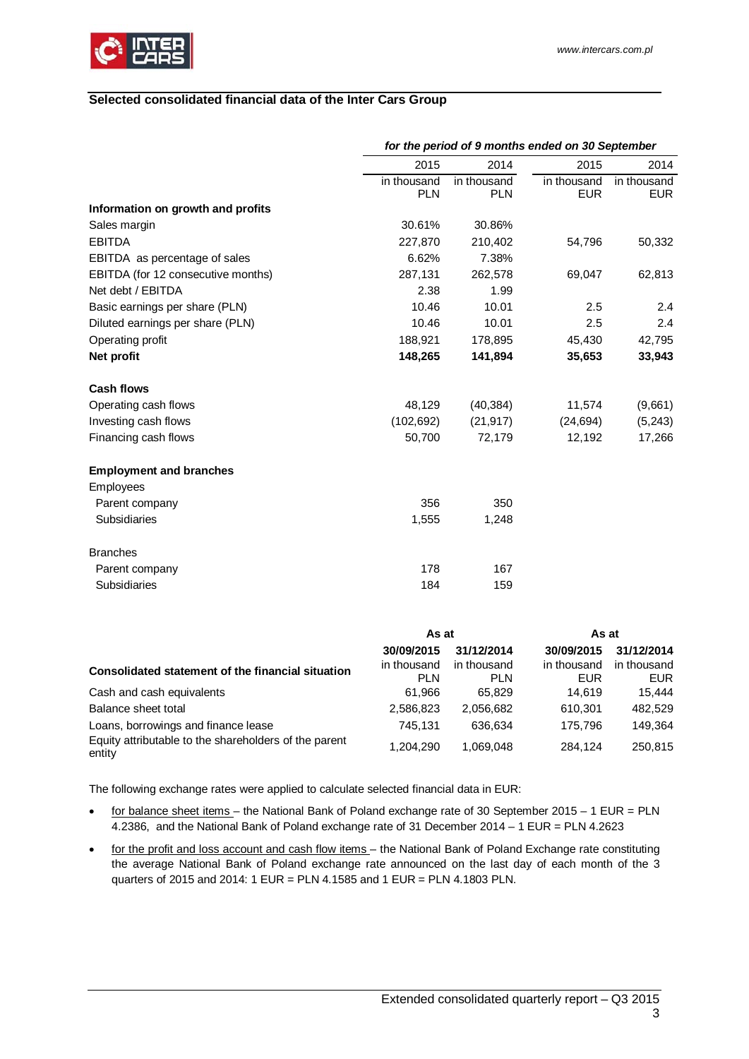## Selected consolidated financial data of the Inter Cars Group

| | *for the period of 9 months ended on 30 September* | | | |
|---|---|---|---|---|
| | 2015 | 2014 | 2015 | 2014 |
| | in thousand PLN | in thousand PLN | in thousand EUR | in thousand EUR |
| **Information on growth and profits** | | | | |
| Sales margin | 30.61% | 30.86% | | |
| EBITDA | 227,870 | 210,402 | 54,796 | 50,332 |
| EBITDA as percentage of sales | 6.62% | 7.38% | | |
| EBITDA (for 12 consecutive months) | 287,131 | 262,578 | 69,047 | 62,813 |
| Net debt / EBITDA | 2.38 | 1.99 | | |
| Basic earnings per share (PLN) | 10.46 | 10.01 | 2.5 | 2.4 |
| Diluted earnings per share (PLN) | 10.46 | 10.01 | 2.5 | 2.4 |
| Operating profit | 188,921 | 178,895 | 45,430 | 42,795 |
| **Net profit** | **148,265** | **141,894** | **35,653** | **33,943** |
| **Cash flows** | | | | |
| Operating cash flows | 48,129 | (40,384) | 11,574 | (9,661) |
| Investing cash flows | (102,692) | (21,917) | (24,694) | (5,243) |
| Financing cash flows | 50,700 | 72,179 | 12,192 | 17,266 |
| **Employment and branches** | | | | |
| Employees | | | | |
| Parent company | 356 | 350 | | |
| Subsidiaries | 1,555 | 1,248 | | |
| Branches | | | | |
| Parent company | 178 | 167 | | |
| Subsidiaries | 184 | 159 | | |

| | **As at** | | **As at** | |
|---|---|---|---|---|
| **Consolidated statement of the financial situation** | **30/09/2015** in thousand PLN | **31/12/2014** in thousand PLN | **30/09/2015** in thousand EUR | **31/12/2014** in thousand EUR |
| Cash and cash equivalents | 61,966 | 65,829 | 14,619 | 15,444 |
| Balance sheet total | 2,586,823 | 2,056,682 | 610,301 | 482,529 |
| Loans, borrowings and finance lease | 745,131 | 636,634 | 175,796 | 149,364 |
| Equity attributable to the shareholders of the parent entity | 1,204,290 | 1,069,048 | 284,124 | 250,815 |

The following exchange rates were applied to calculate selected financial data in EUR:

- for balance sheet items – the National Bank of Poland exchange rate of 30 September 2015 – 1 EUR = PLN 4.2386, and the National Bank of Poland exchange rate of 31 December 2014 – 1 EUR = PLN 4.2623
- for the profit and loss account and cash flow items – the National Bank of Poland Exchange rate constituting the average National Bank of Poland exchange rate announced on the last day of each month of the 3 quarters of 2015 and 2014: 1 EUR = PLN 4.1585 and 1 EUR = PLN 4.1803 PLN.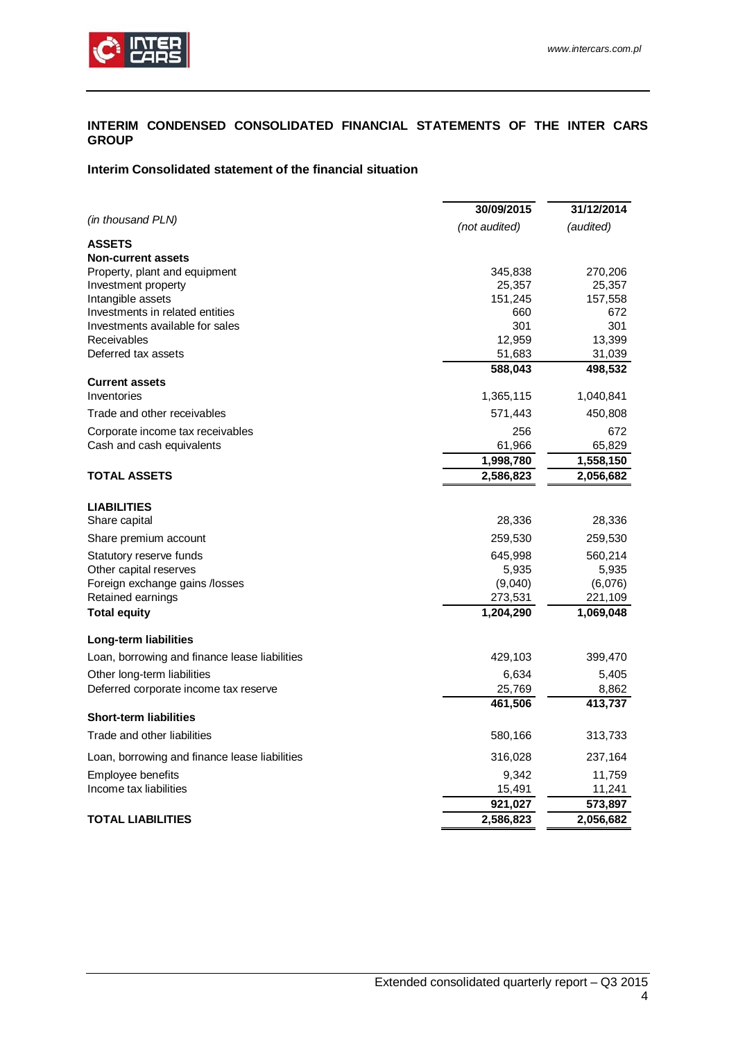## INTERIM CONDENSED CONSOLIDATED FINANCIAL STATEMENTS OF THE INTER CARS GROUP

### Interim Consolidated statement of the financial situation

| *(in thousand PLN)* | 30/09/2015 *(not audited)* | 31/12/2014 *(audited)* |
|---|---|---|
| **ASSETS** | | |
| **Non-current assets** | | |
| Property, plant and equipment | 345,838 | 270,206 |
| Investment property | 25,357 | 25,357 |
| Intangible assets | 151,245 | 157,558 |
| Investments in related entities | 660 | 672 |
| Investments available for sales | 301 | 301 |
| Receivables | 12,959 | 13,399 |
| Deferred tax assets | 51,683 | 31,039 |
| | **588,043** | **498,532** |
| **Current assets** | | |
| Inventories | 1,365,115 | 1,040,841 |
| Trade and other receivables | 571,443 | 450,808 |
| Corporate income tax receivables | 256 | 672 |
| Cash and cash equivalents | 61,966 | 65,829 |
| | **1,998,780** | **1,558,150** |
| **TOTAL ASSETS** | **2,586,823** | **2,056,682** |
| | | |
| **LIABILITIES** | | |
| Share capital | 28,336 | 28,336 |
| Share premium account | 259,530 | 259,530 |
| Statutory reserve funds | 645,998 | 560,214 |
| Other capital reserves | 5,935 | 5,935 |
| Foreign exchange gains /losses | (9,040) | (6,076) |
| Retained earnings | 273,531 | 221,109 |
| **Total equity** | **1,204,290** | **1,069,048** |
| | | |
| **Long-term liabilities** | | |
| Loan, borrowing and finance lease liabilities | 429,103 | 399,470 |
| Other long-term liabilities | 6,634 | 5,405 |
| Deferred corporate income tax reserve | 25,769 | 8,862 |
| | **461,506** | **413,737** |
| **Short-term liabilities** | | |
| Trade and other liabilities | 580,166 | 313,733 |
| Loan, borrowing and finance lease liabilities | 316,028 | 237,164 |
| Employee benefits | 9,342 | 11,759 |
| Income tax liabilities | 15,491 | 11,241 |
| | **921,027** | **573,897** |
| **TOTAL LIABILITIES** | **2,586,823** | **2,056,682** |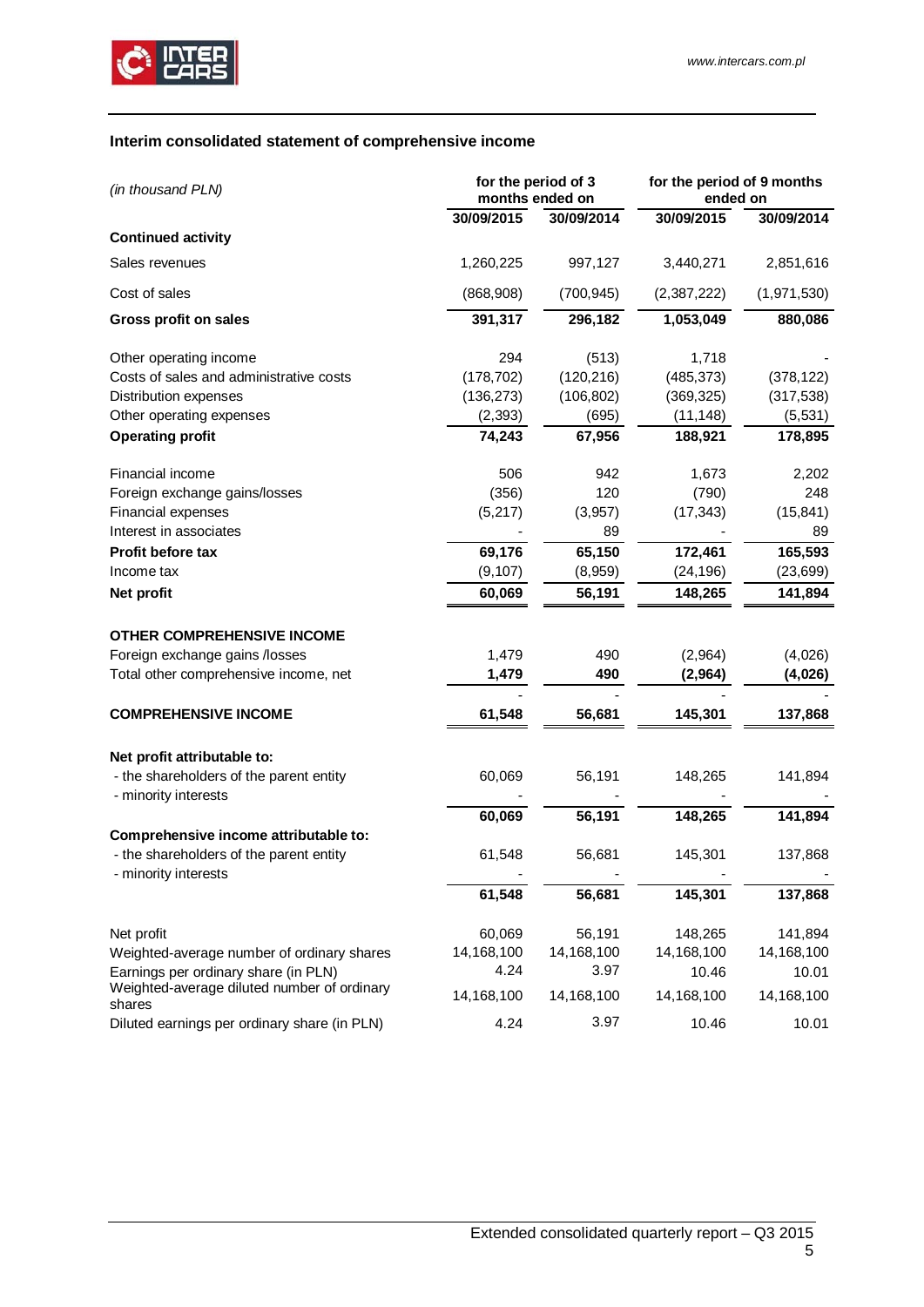## Interim consolidated statement of comprehensive income

| *(in thousand PLN)* | for the period of 3 months ended on | | for the period of 9 months ended on | |
|---|---|---|---|---|
| | 30/09/2015 | 30/09/2014 | 30/09/2015 | 30/09/2014 |
| **Continued activity** | | | | |
| Sales revenues | 1,260,225 | 997,127 | 3,440,271 | 2,851,616 |
| Cost of sales | (868,908) | (700,945) | (2,387,222) | (1,971,530) |
| **Gross profit on sales** | **391,317** | **296,182** | **1,053,049** | **880,086** |
| Other operating income | 294 | (513) | 1,718 | - |
| Costs of sales and administrative costs | (178,702) | (120,216) | (485,373) | (378,122) |
| Distribution expenses | (136,273) | (106,802) | (369,325) | (317,538) |
| Other operating expenses | (2,393) | (695) | (11,148) | (5,531) |
| **Operating profit** | **74,243** | **67,956** | **188,921** | **178,895** |
| Financial income | 506 | 942 | 1,673 | 2,202 |
| Foreign exchange gains/losses | (356) | 120 | (790) | 248 |
| Financial expenses | (5,217) | (3,957) | (17,343) | (15,841) |
| Interest in associates | - | 89 | - | 89 |
| **Profit before tax** | **69,176** | **65,150** | **172,461** | **165,593** |
| Income tax | (9,107) | (8,959) | (24,196) | (23,699) |
| **Net profit** | **60,069** | **56,191** | **148,265** | **141,894** |
| **OTHER COMPREHENSIVE INCOME** | | | | |
| Foreign exchange gains /losses | 1,479 | 490 | (2,964) | (4,026) |
| Total other comprehensive income, net | **1,479** | **490** | **(2,964)** | **(4,026)** |
| | - | - | - | - |
| **COMPREHENSIVE INCOME** | **61,548** | **56,681** | **145,301** | **137,868** |
| **Net profit attributable to:** | | | | |
| - the shareholders of the parent entity | 60,069 | 56,191 | 148,265 | 141,894 |
| - minority interests | - | - | - | - |
| | **60,069** | **56,191** | **148,265** | **141,894** |
| **Comprehensive income attributable to:** | | | | |
| - the shareholders of the parent entity | 61,548 | 56,681 | 145,301 | 137,868 |
| - minority interests | - | - | - | - |
| | **61,548** | **56,681** | **145,301** | **137,868** |
| Net profit | 60,069 | 56,191 | 148,265 | 141,894 |
| Weighted-average number of ordinary shares | 14,168,100 | 14,168,100 | 14,168,100 | 14,168,100 |
| Earnings per ordinary share (in PLN) | 4.24 | 3.97 | 10.46 | 10.01 |
| Weighted-average diluted number of ordinary shares | 14,168,100 | 14,168,100 | 14,168,100 | 14,168,100 |
| Diluted earnings per ordinary share (in PLN) | 4.24 | 3.97 | 10.46 | 10.01 |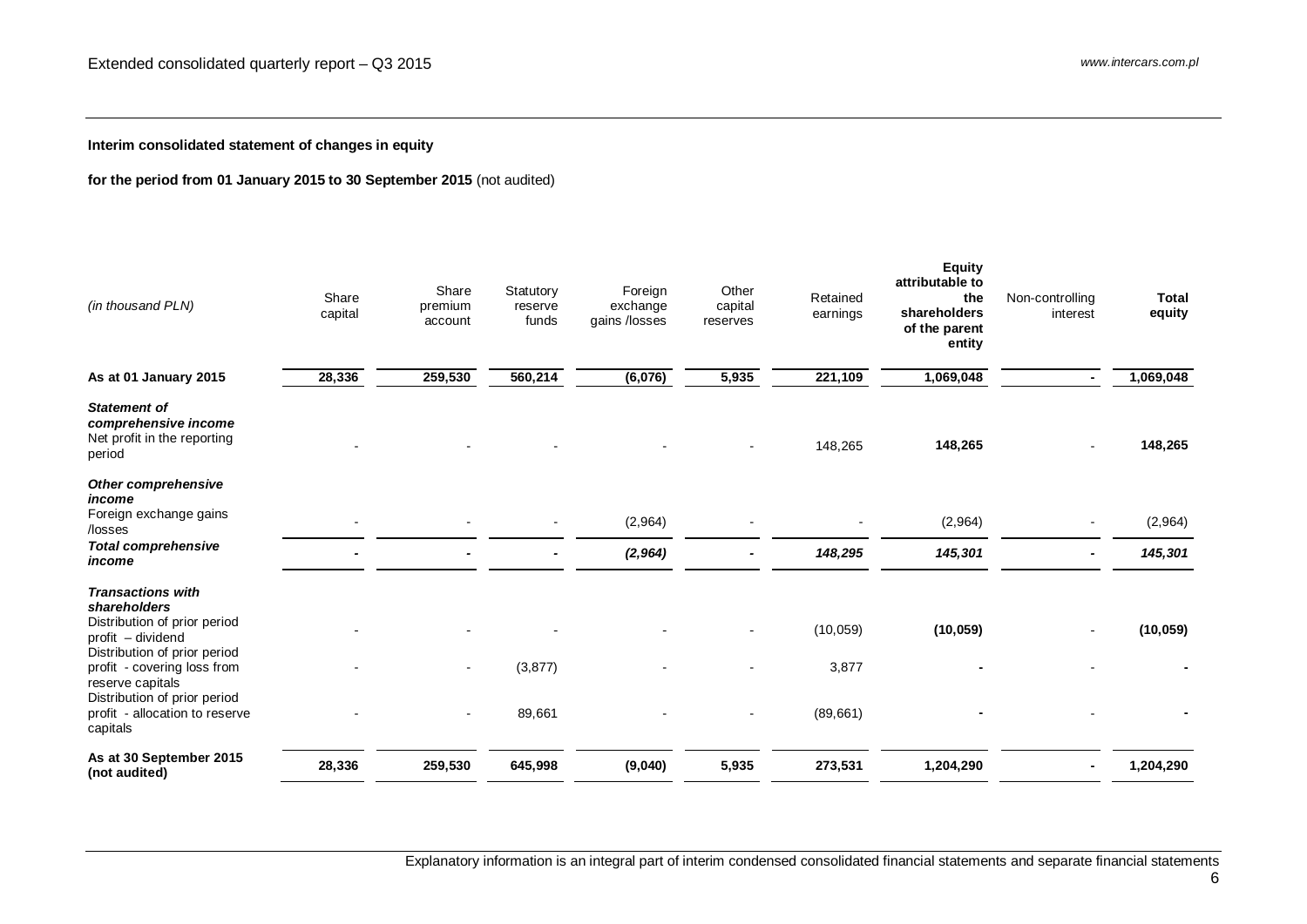**Interim consolidated statement of changes in equity**

**for the period from 01 January 2015 to 30 September 2015** (not audited)

| *(in thousand PLN)* | Share capital | Share premium account | Statutory reserve funds | Foreign exchange gains /losses | Other capital reserves | Retained earnings | **Equity attributable to the shareholders of the parent entity** | Non-controlling interest | **Total equity** |
|---|---|---|---|---|---|---|---|---|---|
| **As at 01 January 2015** | **28,336** | **259,530** | **560,214** | **(6,076)** | **5,935** | **221,109** | **1,069,048** | **-** | **1,069,048** |
| ***Statement of comprehensive income*** | | | | | | | | | |
| Net profit in the reporting period | - | - | - | - | - | 148,265 | **148,265** | - | **148,265** |
| ***Other comprehensive income*** | | | | | | | | | |
| Foreign exchange gains /losses | - | - | - | (2,964) | - | - | (2,964) | - | (2,964) |
| ***Total comprehensive income*** | **-** | **-** | **-** | ***(2,964)*** | **-** | ***148,295*** | ***145,301*** | **-** | ***145,301*** |
| ***Transactions with shareholders*** | | | | | | | | | |
| Distribution of prior period profit – dividend | - | - | - | - | - | (10,059) | **(10,059)** | - | **(10,059)** |
| Distribution of prior period profit - covering loss from reserve capitals | - | - | (3,877) | - | - | 3,877 | **-** | - | **-** |
| Distribution of prior period profit - allocation to reserve capitals | - | - | 89,661 | - | - | (89,661) | **-** | - | **-** |
| **As at 30 September 2015 (not audited)** | **28,336** | **259,530** | **645,998** | **(9,040)** | **5,935** | **273,531** | **1,204,290** | **-** | **1,204,290** |

Explanatory information is an integral part of interim condensed consolidated financial statements and separate financial statements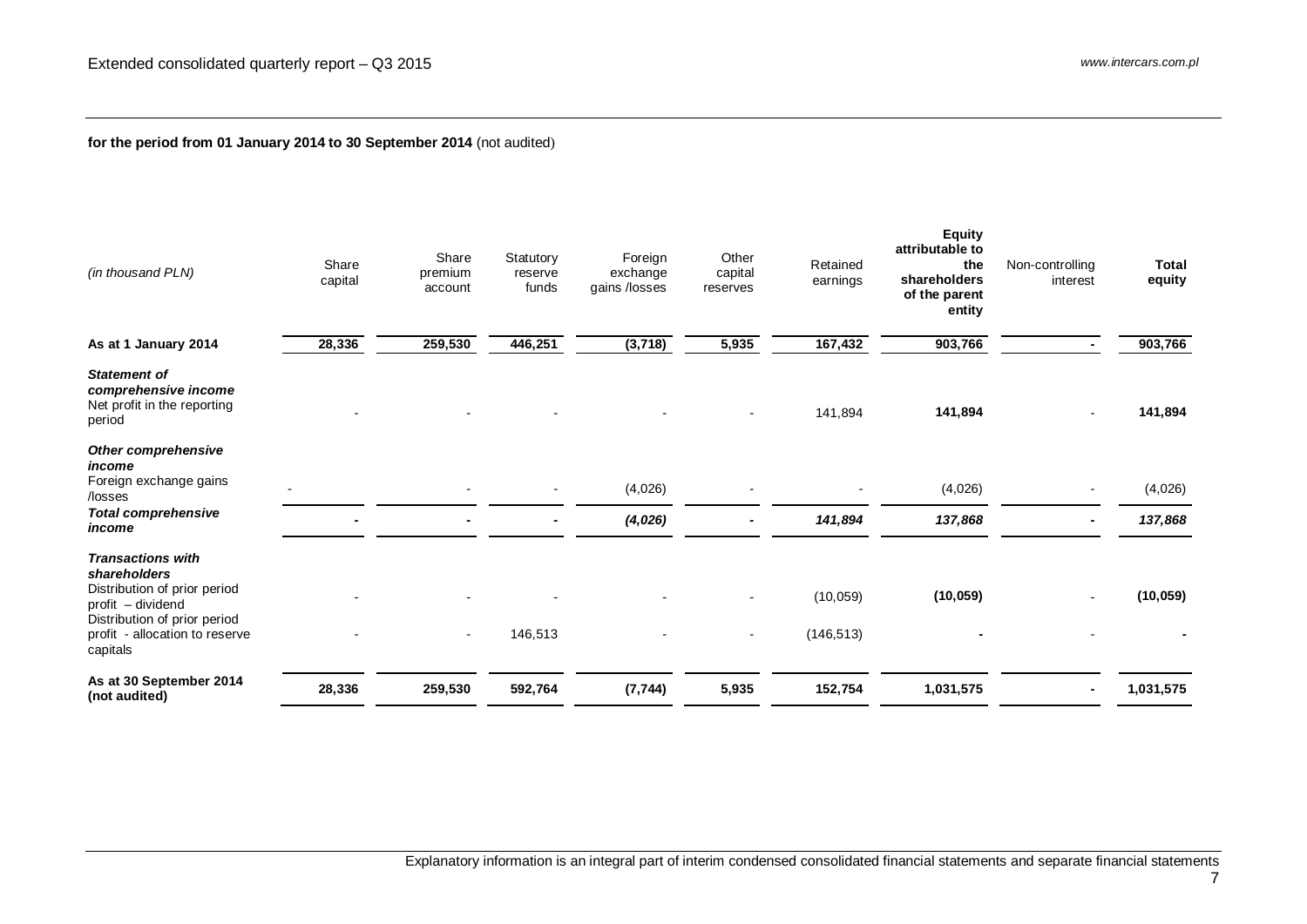**for the period from 01 January 2014 to 30 September 2014** (not audited)

| *(in thousand PLN)* | Share capital | Share premium account | Statutory reserve funds | Foreign exchange gains /losses | Other capital reserves | Retained earnings | **Equity attributable to the shareholders of the parent entity** | Non-controlling interest | **Total equity** |
|---|---|---|---|---|---|---|---|---|---|
| **As at 1 January 2014** | **28,336** | **259,530** | **446,251** | **(3,718)** | **5,935** | **167,432** | **903,766** | **-** | **903,766** |
| ***Statement of comprehensive income*** | | | | | | | | | |
| Net profit in the reporting period | - | - | - | - | - | 141,894 | **141,894** | - | **141,894** |
| ***Other comprehensive income*** | | | | | | | | | |
| Foreign exchange gains /losses | - | - | - | (4,026) | - | - | (4,026) | - | (4,026) |
| ***Total comprehensive income*** | **-** | **-** | **-** | ***(4,026)*** | **-** | ***141,894*** | ***137,868*** | **-** | ***137,868*** |
| ***Transactions with shareholders*** | | | | | | | | | |
| Distribution of prior period profit – dividend | - | - | - | - | - | (10,059) | **(10,059)** | - | **(10,059)** |
| Distribution of prior period profit - allocation to reserve capitals | - | - | 146,513 | - | - | (146,513) | **-** | - | **-** |
| **As at 30 September 2014 (not audited)** | **28,336** | **259,530** | **592,764** | **(7,744)** | **5,935** | **152,754** | **1,031,575** | **-** | **1,031,575** |

Explanatory information is an integral part of interim condensed consolidated financial statements and separate financial statements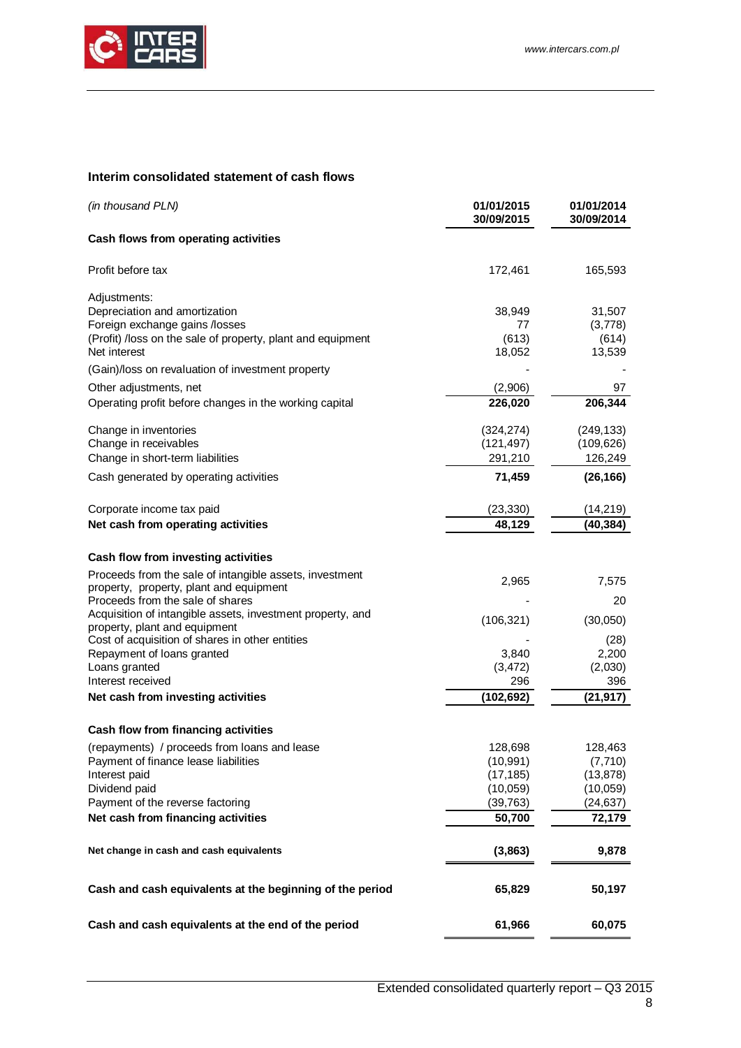## Interim consolidated statement of cash flows

| *(in thousand PLN)* | 01/01/2015 30/09/2015 | 01/01/2014 30/09/2014 |
|---|---|---|
| **Cash flows from operating activities** | | |
| Profit before tax | 172,461 | 165,593 |
| Adjustments: | | |
| Depreciation and amortization | 38,949 | 31,507 |
| Foreign exchange gains /losses | 77 | (3,778) |
| (Profit) /loss on the sale of property, plant and equipment | (613) | (614) |
| Net interest | 18,052 | 13,539 |
| (Gain)/loss on revaluation of investment property | - | - |
| Other adjustments, net | (2,906) | 97 |
| Operating profit before changes in the working capital | **226,020** | **206,344** |
| Change in inventories | (324,274) | (249,133) |
| Change in receivables | (121,497) | (109,626) |
| Change in short-term liabilities | 291,210 | 126,249 |
| Cash generated by operating activities | **71,459** | **(26,166)** |
| Corporate income tax paid | (23,330) | (14,219) |
| **Net cash from operating activities** | **48,129** | **(40,384)** |
| **Cash flow from investing activities** | | |
| Proceeds from the sale of intangible assets, investment property, property, plant and equipment | 2,965 | 7,575 |
| Proceeds from the sale of shares | - | 20 |
| Acquisition of intangible assets, investment property, and property, plant and equipment | (106,321) | (30,050) |
| Cost of acquisition of shares in other entities | - | (28) |
| Repayment of loans granted | 3,840 | 2,200 |
| Loans granted | (3,472) | (2,030) |
| Interest received | 296 | 396 |
| **Net cash from investing activities** | **(102,692)** | **(21,917)** |
| **Cash flow from financing activities** | | |
| (repayments) / proceeds from loans and lease | 128,698 | 128,463 |
| Payment of finance lease liabilities | (10,991) | (7,710) |
| Interest paid | (17,185) | (13,878) |
| Dividend paid | (10,059) | (10,059) |
| Payment of the reverse factoring | (39,763) | (24,637) |
| **Net cash from financing activities** | **50,700** | **72,179** |
| **Net change in cash and cash equivalents** | **(3,863)** | **9,878** |
| **Cash and cash equivalents at the beginning of the period** | **65,829** | **50,197** |
| **Cash and cash equivalents at the end of the period** | **61,966** | **60,075** |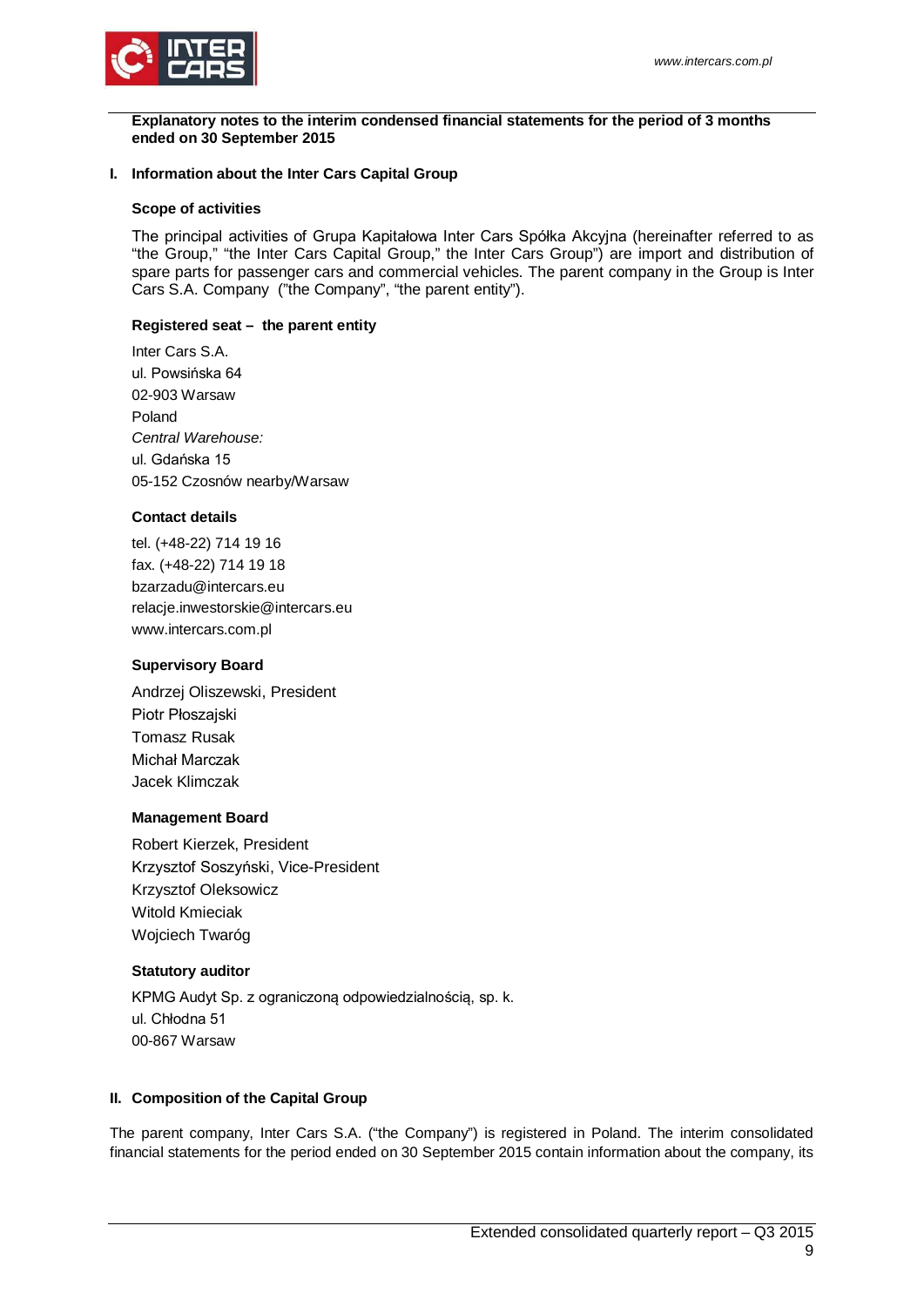**Explanatory notes to the interim condensed financial statements for the period of 3 months ended on 30 September 2015**

## I. Information about the Inter Cars Capital Group

### Scope of activities

The principal activities of Grupa Kapitałowa Inter Cars Spółka Akcyjna (hereinafter referred to as "the Group," "the Inter Cars Capital Group," the Inter Cars Group") are import and distribution of spare parts for passenger cars and commercial vehicles. The parent company in the Group is Inter Cars S.A. Company ("the Company", "the parent entity").

### Registered seat – the parent entity

Inter Cars S.A.
ul. Powsińska 64
02-903 Warsaw
Poland
*Central Warehouse:*
ul. Gdańska 15
05-152 Czosnów nearby/Warsaw

### Contact details

tel. (+48-22) 714 19 16
fax. (+48-22) 714 19 18
bzarzadu@intercars.eu
relacje.inwestorskie@intercars.eu
www.intercars.com.pl

### Supervisory Board

Andrzej Oliszewski, President
Piotr Płoszajski
Tomasz Rusak
Michał Marczak
Jacek Klimczak

### Management Board

Robert Kierzek, President
Krzysztof Soszyński, Vice-President
Krzysztof Oleksowicz
Witold Kmieciak
Wojciech Twaróg

### Statutory auditor

KPMG Audyt Sp. z ograniczoną odpowiedzialnością, sp. k.
ul. Chłodna 51
00-867 Warsaw

## II. Composition of the Capital Group

The parent company, Inter Cars S.A. ("the Company") is registered in Poland. The interim consolidated financial statements for the period ended on 30 September 2015 contain information about the company, its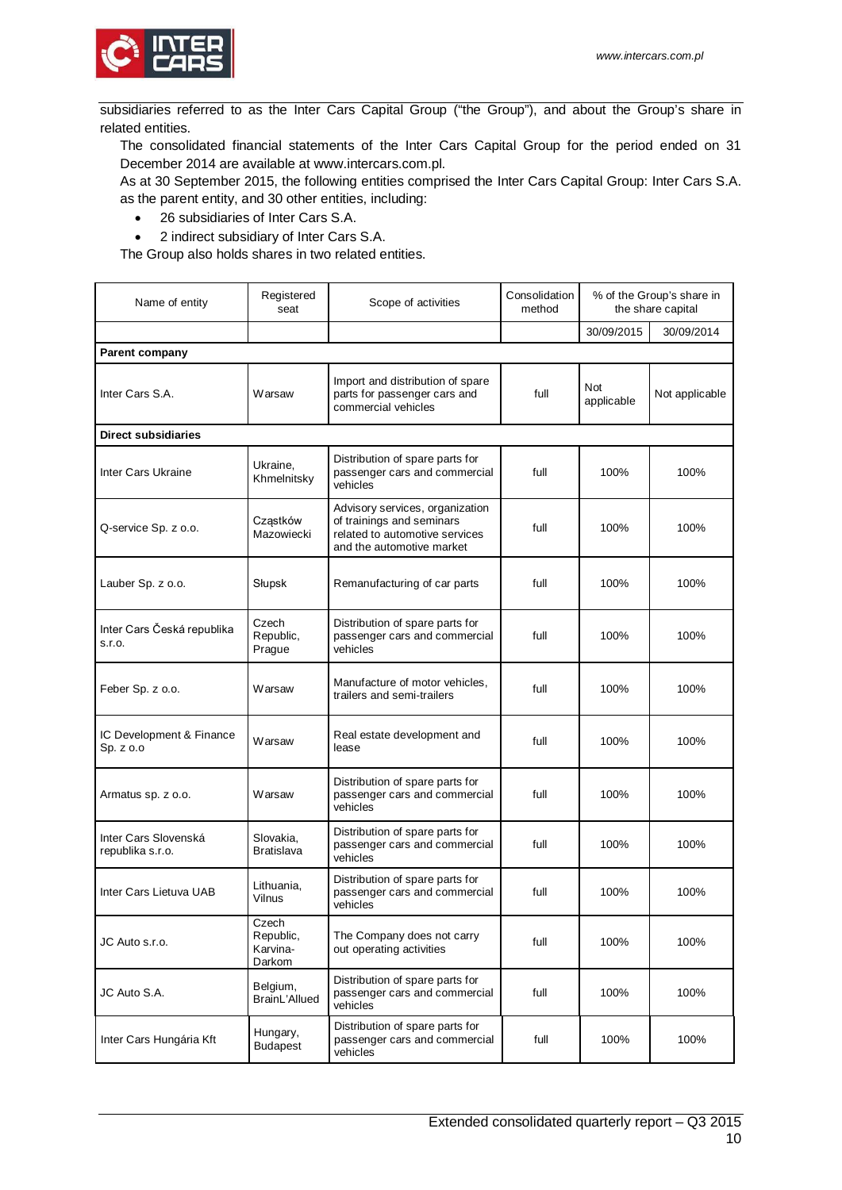subsidiaries referred to as the Inter Cars Capital Group ("the Group"), and about the Group's share in related entities.

The consolidated financial statements of the Inter Cars Capital Group for the period ended on 31 December 2014 are available at www.intercars.com.pl.

As at 30 September 2015, the following entities comprised the Inter Cars Capital Group: Inter Cars S.A. as the parent entity, and 30 other entities, including:

- 26 subsidiaries of Inter Cars S.A.
- 2 indirect subsidiary of Inter Cars S.A.

The Group also holds shares in two related entities.

| Name of entity | Registered seat | Scope of activities | Consolidation method | % of the Group's share in the share capital | |
|---|---|---|---|---|---|
| | | | | 30/09/2015 | 30/09/2014 |
| **Parent company** | | | | | |
| Inter Cars S.A. | Warsaw | Import and distribution of spare parts for passenger cars and commercial vehicles | full | Not applicable | Not applicable |
| **Direct subsidiaries** | | | | | |
| Inter Cars Ukraine | Ukraine, Khmelnitsky | Distribution of spare parts for passenger cars and commercial vehicles | full | 100% | 100% |
| Q-service Sp. z o.o. | Cząstków Mazowiecki | Advisory services, organization of trainings and seminars related to automotive services and the automotive market | full | 100% | 100% |
| Lauber Sp. z o.o. | Słupsk | Remanufacturing of car parts | full | 100% | 100% |
| Inter Cars Česká republika s.r.o. | Czech Republic, Prague | Distribution of spare parts for passenger cars and commercial vehicles | full | 100% | 100% |
| Feber Sp. z o.o. | Warsaw | Manufacture of motor vehicles, trailers and semi-trailers | full | 100% | 100% |
| IC Development & Finance Sp. z o.o | Warsaw | Real estate development and lease | full | 100% | 100% |
| Armatus sp. z o.o. | Warsaw | Distribution of spare parts for passenger cars and commercial vehicles | full | 100% | 100% |
| Inter Cars Slovenská republika s.r.o. | Slovakia, Bratislava | Distribution of spare parts for passenger cars and commercial vehicles | full | 100% | 100% |
| Inter Cars Lietuva UAB | Lithuania, Vilnus | Distribution of spare parts for passenger cars and commercial vehicles | full | 100% | 100% |
| JC Auto s.r.o. | Czech Republic, Karvina-Darkom | The Company does not carry out operating activities | full | 100% | 100% |
| JC Auto S.A. | Belgium, BrainL'Allued | Distribution of spare parts for passenger cars and commercial vehicles | full | 100% | 100% |
| Inter Cars Hungária Kft | Hungary, Budapest | Distribution of spare parts for passenger cars and commercial vehicles | full | 100% | 100% |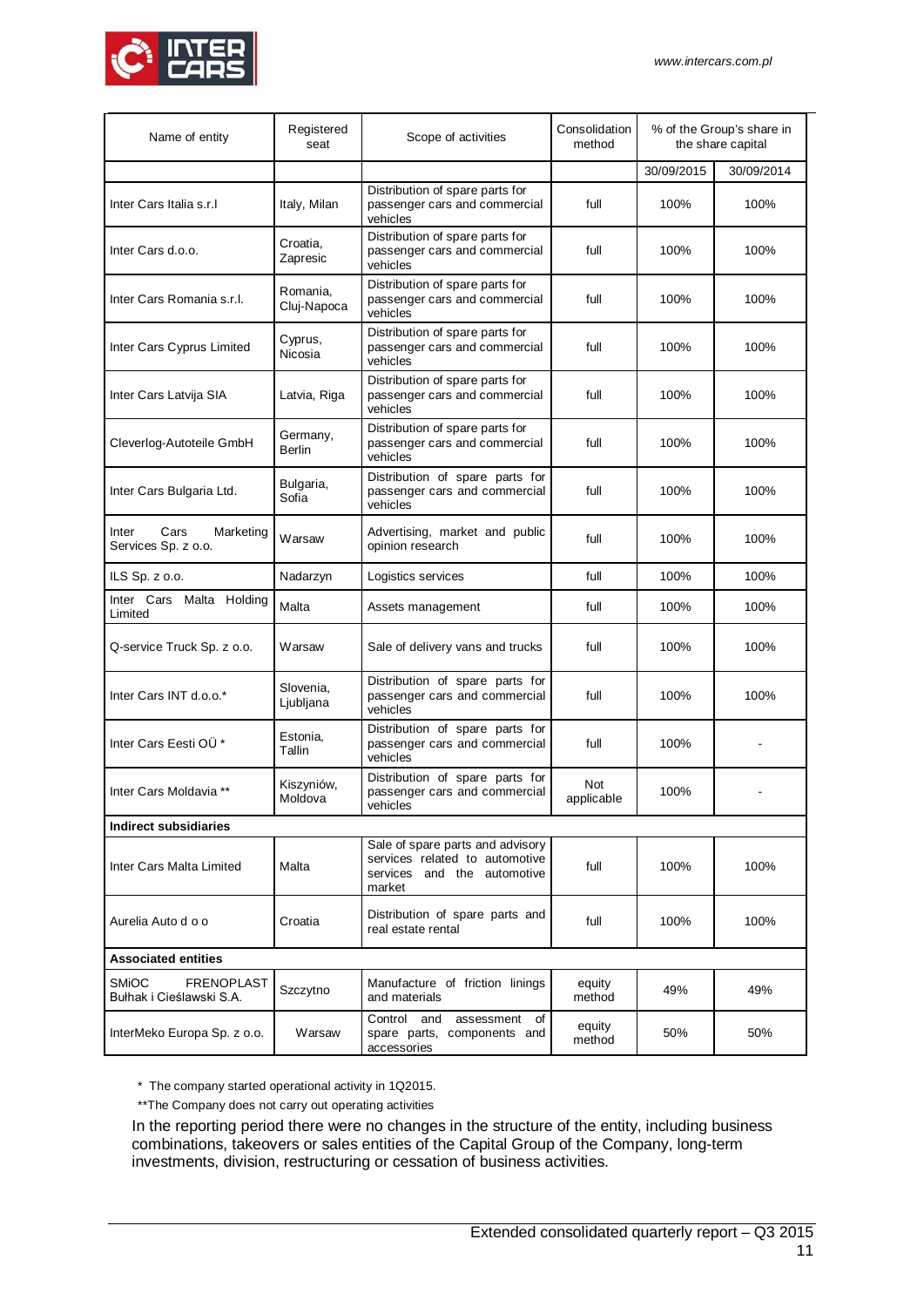| Name of entity | Registered seat | Scope of activities | Consolidation method | % of the Group's share in the share capital | |
|---|---|---|---|---|---|
| | | | | 30/09/2015 | 30/09/2014 |
| Inter Cars Italia s.r.l | Italy, Milan | Distribution of spare parts for passenger cars and commercial vehicles | full | 100% | 100% |
| Inter Cars d.o.o. | Croatia, Zapresic | Distribution of spare parts for passenger cars and commercial vehicles | full | 100% | 100% |
| Inter Cars Romania s.r.l. | Romania, Cluj-Napoca | Distribution of spare parts for passenger cars and commercial vehicles | full | 100% | 100% |
| Inter Cars Cyprus Limited | Cyprus, Nicosia | Distribution of spare parts for passenger cars and commercial vehicles | full | 100% | 100% |
| Inter Cars Latvija SIA | Latvia, Riga | Distribution of spare parts for passenger cars and commercial vehicles | full | 100% | 100% |
| Cleverlog-Autoteile GmbH | Germany, Berlin | Distribution of spare parts for passenger cars and commercial vehicles | full | 100% | 100% |
| Inter Cars Bulgaria Ltd. | Bulgaria, Sofia | Distribution of spare parts for passenger cars and commercial vehicles | full | 100% | 100% |
| Inter Cars Marketing Services Sp. z o.o. | Warsaw | Advertising, market and public opinion research | full | 100% | 100% |
| ILS Sp. z o.o. | Nadarzyn | Logistics services | full | 100% | 100% |
| Inter Cars Malta Holding Limited | Malta | Assets management | full | 100% | 100% |
| Q-service Truck Sp. z o.o. | Warsaw | Sale of delivery vans and trucks | full | 100% | 100% |
| Inter Cars INT d.o.o.* | Slovenia, Ljubljana | Distribution of spare parts for passenger cars and commercial vehicles | full | 100% | 100% |
| Inter Cars Eesti OÜ * | Estonia, Tallin | Distribution of spare parts for passenger cars and commercial vehicles | full | 100% | - |
| Inter Cars Moldavia ** | Kiszyniów, Moldova | Distribution of spare parts for passenger cars and commercial vehicles | Not applicable | 100% | - |
| **Indirect subsidiaries** | | | | | |
| Inter Cars Malta Limited | Malta | Sale of spare parts and advisory services related to automotive services and the automotive market | full | 100% | 100% |
| Aurelia Auto d o o | Croatia | Distribution of spare parts and real estate rental | full | 100% | 100% |
| **Associated entities** | | | | | |
| SMiOC FRENOPLAST Bułhak i Cieślawski S.A. | Szczytno | Manufacture of friction linings and materials | equity method | 49% | 49% |
| InterMeko Europa Sp. z o.o. | Warsaw | Control and assessment of spare parts, components and accessories | equity method | 50% | 50% |

\* The company started operational activity in 1Q2015.

**The Company does not carry out operating activities

In the reporting period there were no changes in the structure of the entity, including business combinations, takeovers or sales entities of the Capital Group of the Company, long-term investments, division, restructuring or cessation of business activities.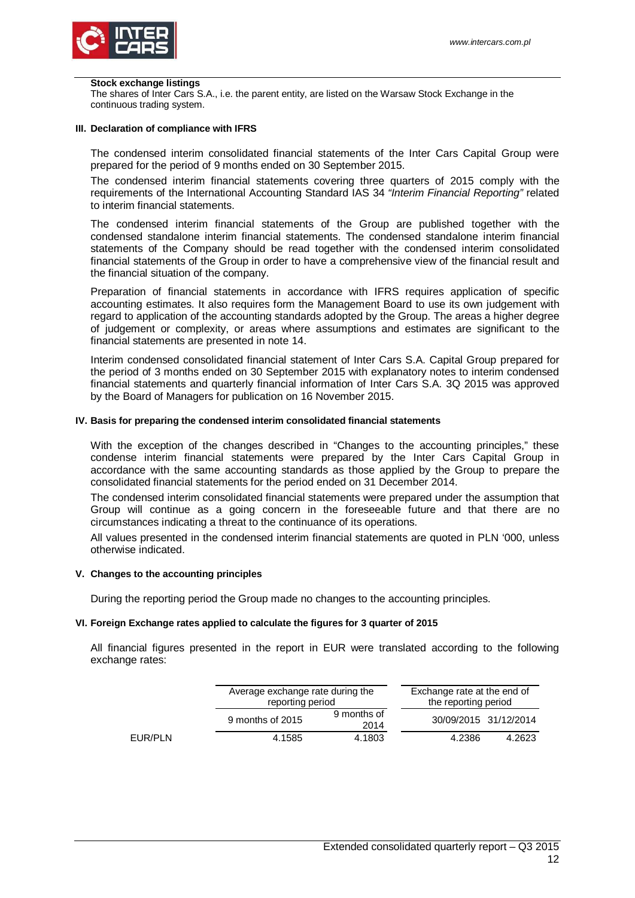**Stock exchange listings**

The shares of Inter Cars S.A., i.e. the parent entity, are listed on the Warsaw Stock Exchange in the continuous trading system.

### III. Declaration of compliance with IFRS

The condensed interim consolidated financial statements of the Inter Cars Capital Group were prepared for the period of 9 months ended on 30 September 2015.

The condensed interim financial statements covering three quarters of 2015 comply with the requirements of the International Accounting Standard IAS 34 *"Interim Financial Reporting"* related to interim financial statements.

The condensed interim financial statements of the Group are published together with the condensed standalone interim financial statements. The condensed standalone interim financial statements of the Company should be read together with the condensed interim consolidated financial statements of the Group in order to have a comprehensive view of the financial result and the financial situation of the company.

Preparation of financial statements in accordance with IFRS requires application of specific accounting estimates. It also requires form the Management Board to use its own judgement with regard to application of the accounting standards adopted by the Group. The areas a higher degree of judgement or complexity, or areas where assumptions and estimates are significant to the financial statements are presented in note 14.

Interim condensed consolidated financial statement of Inter Cars S.A. Capital Group prepared for the period of 3 months ended on 30 September 2015 with explanatory notes to interim condensed financial statements and quarterly financial information of Inter Cars S.A. 3Q 2015 was approved by the Board of Managers for publication on 16 November 2015.

### IV. Basis for preparing the condensed interim consolidated financial statements

With the exception of the changes described in "Changes to the accounting principles," these condense interim financial statements were prepared by the Inter Cars Capital Group in accordance with the same accounting standards as those applied by the Group to prepare the consolidated financial statements for the period ended on 31 December 2014.

The condensed interim consolidated financial statements were prepared under the assumption that Group will continue as a going concern in the foreseeable future and that there are no circumstances indicating a threat to the continuance of its operations.

All values presented in the condensed interim financial statements are quoted in PLN '000, unless otherwise indicated.

### V. Changes to the accounting principles

During the reporting period the Group made no changes to the accounting principles.

### VI. Foreign Exchange rates applied to calculate the figures for 3 quarter of 2015

All financial figures presented in the report in EUR were translated according to the following exchange rates:

| | Average exchange rate during the reporting period | | Exchange rate at the end of the reporting period | |
|---|---|---|---|---|
| | 9 months of 2015 | 9 months of 2014 | 30/09/2015 | 31/12/2014 |
| EUR/PLN | 4.1585 | 4.1803 | 4.2386 | 4.2623 |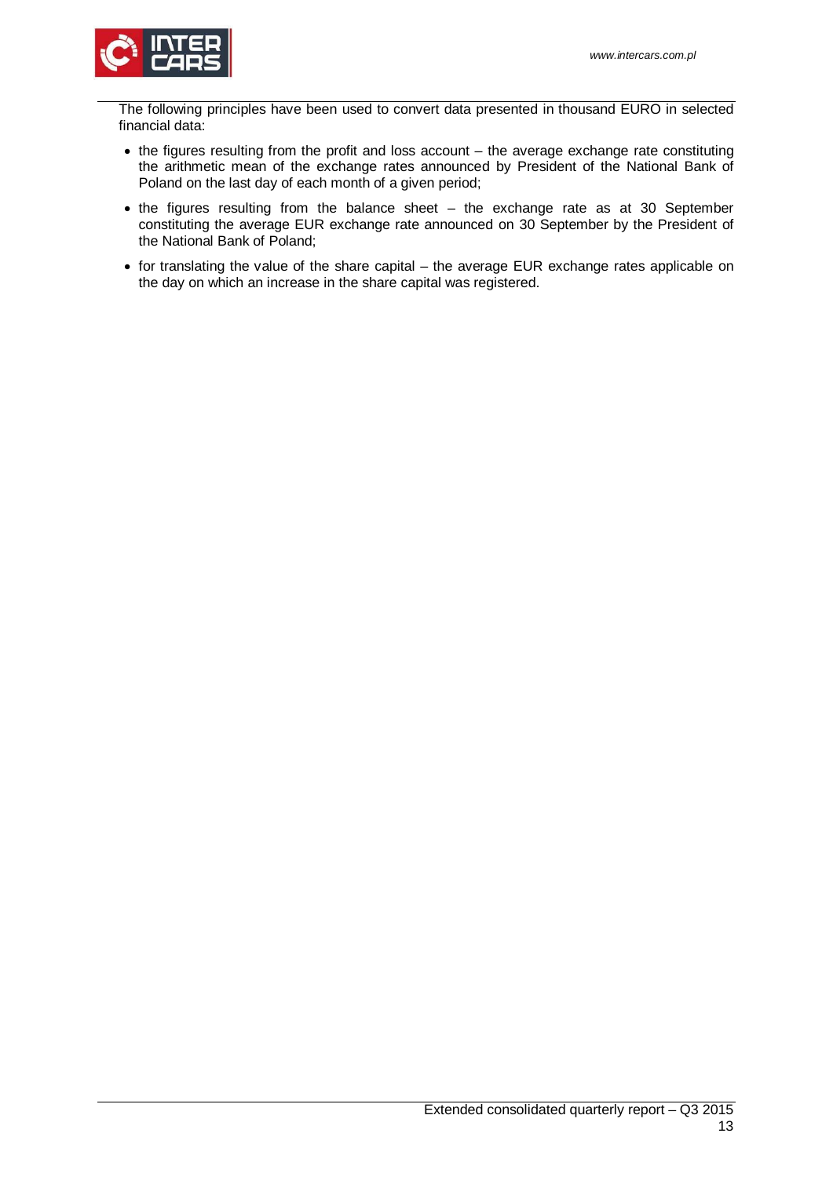The following principles have been used to convert data presented in thousand EURO in selected financial data:

- the figures resulting from the profit and loss account – the average exchange rate constituting the arithmetic mean of the exchange rates announced by President of the National Bank of Poland on the last day of each month of a given period;
- the figures resulting from the balance sheet – the exchange rate as at 30 September constituting the average EUR exchange rate announced on 30 September by the President of the National Bank of Poland;
- for translating the value of the share capital – the average EUR exchange rates applicable on the day on which an increase in the share capital was registered.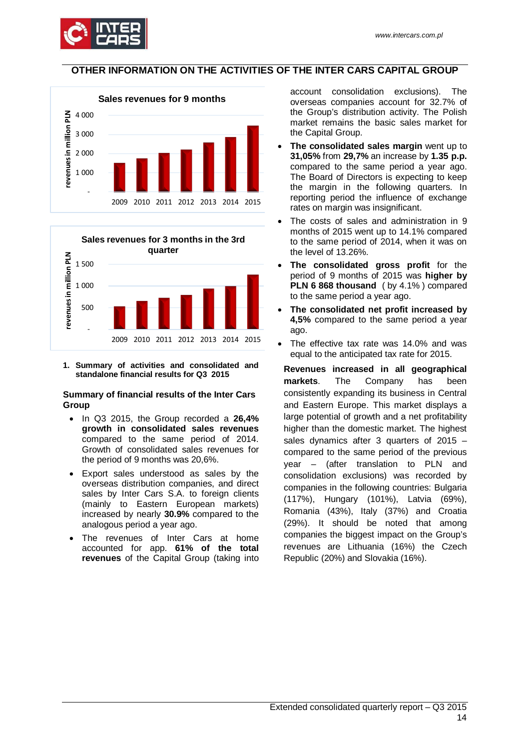## OTHER INFORMATION ON THE ACTIVITIES OF THE INTER CARS CAPITAL GROUP

**Sales revenues for 9 months**

revenues in million PLN

4 000
3 000
2 000
1 000
-

2009 2010 2011 2012 2013 2014 2015

**Sales revenues for 3 months in the 3rd quarter**

revenues in million PLN

1 500
1 000
500
-

2009 2010 2011 2012 2013 2014 2015

### 1. Summary of activities and consolidated and standalone financial results for Q3 2015

#### Summary of financial results of the Inter Cars Group

- In Q3 2015, the Group recorded a **26,4% growth in consolidated sales revenues** compared to the same period of 2014. Growth of consolidated sales revenues for the period of 9 months was 20,6%.
- Export sales understood as sales by the overseas distribution companies, and direct sales by Inter Cars S.A. to foreign clients (mainly to Eastern European markets) increased by nearly **30.9%** compared to the analogous period a year ago.
- The revenues of Inter Cars at home accounted for app. **61% of the total revenues** of the Capital Group (taking into account consolidation exclusions). The overseas companies account for 32.7% of the Group's distribution activity. The Polish market remains the basic sales market for the Capital Group.
- **The consolidated sales margin** went up to **31,05%** from **29,7%** an increase by **1.35 p.p.** compared to the same period a year ago. The Board of Directors is expecting to keep the margin in the following quarters. In reporting period the influence of exchange rates on margin was insignificant.
- The costs of sales and administration in 9 months of 2015 went up to 14.1% compared to the same period of 2014, when it was on the level of 13.26%.
- **The consolidated gross profit** for the period of 9 months of 2015 was **higher by PLN 6 868 thousand** ( by 4.1% ) compared to the same period a year ago.
- **The consolidated net profit increased by 4,5%** compared to the same period a year ago.
- The effective tax rate was 14.0% and was equal to the anticipated tax rate for 2015.

**Revenues increased in all geographical markets**. The Company has been consistently expanding its business in Central and Eastern Europe. This market displays a large potential of growth and a net profitability higher than the domestic market. The highest sales dynamics after 3 quarters of 2015 – compared to the same period of the previous year – (after translation to PLN and consolidation exclusions) was recorded by companies in the following countries: Bulgaria (117%), Hungary (101%), Latvia (69%), Romania (43%), Italy (37%) and Croatia (29%). It should be noted that among companies the biggest impact on the Group's revenues are Lithuania (16%) the Czech Republic (20%) and Slovakia (16%).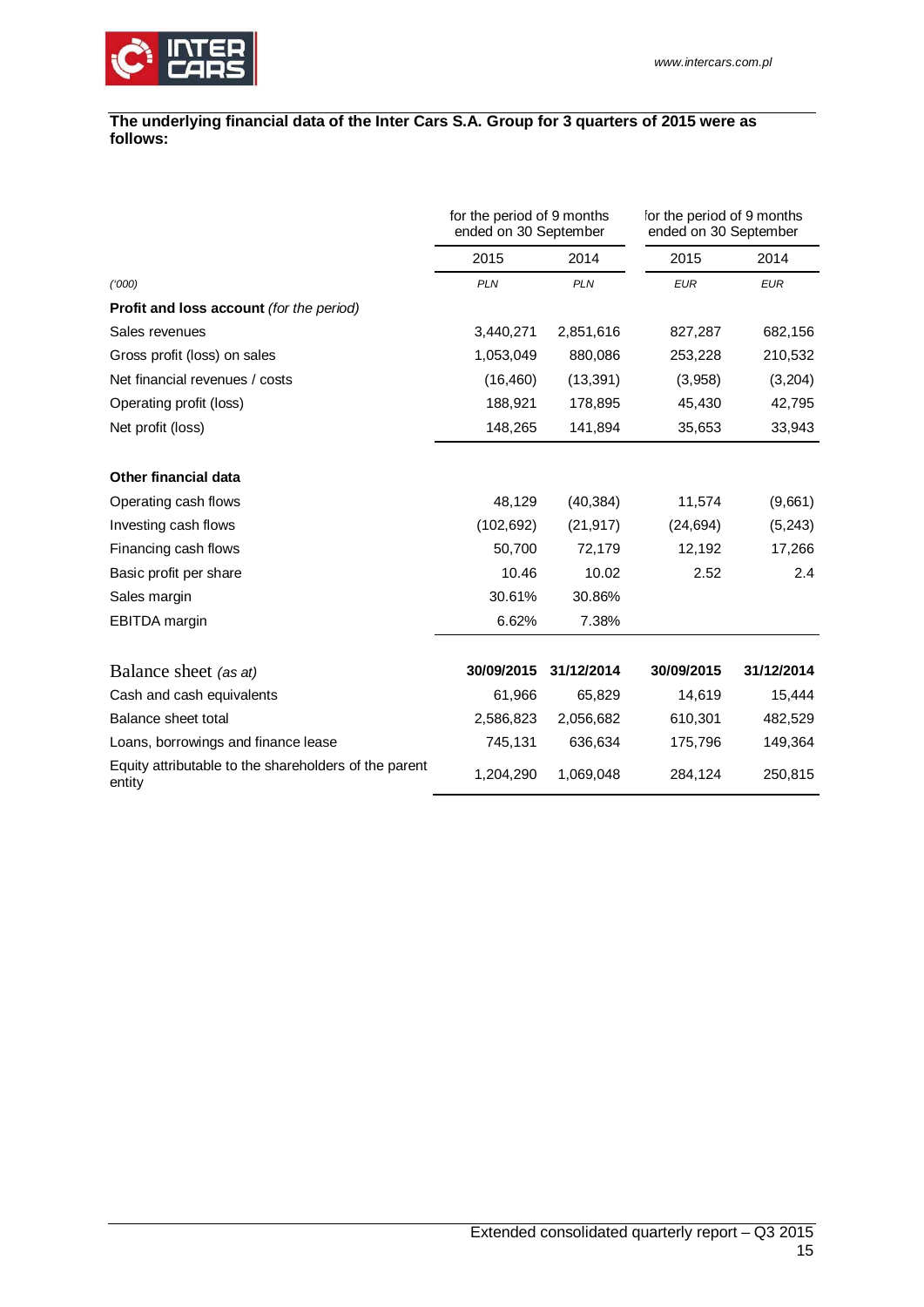**The underlying financial data of the Inter Cars S.A. Group for 3 quarters of 2015 were as follows:**

| | for the period of 9 months ended on 30 September | | for the period of 9 months ended on 30 September | |
|---|---|---|---|---|
| | 2015 | 2014 | 2015 | 2014 |
| *('000)* | *PLN* | *PLN* | *EUR* | *EUR* |
| **Profit and loss account** *(for the period)* | | | | |
| Sales revenues | 3,440,271 | 2,851,616 | 827,287 | 682,156 |
| Gross profit (loss) on sales | 1,053,049 | 880,086 | 253,228 | 210,532 |
| Net financial revenues / costs | (16,460) | (13,391) | (3,958) | (3,204) |
| Operating profit (loss) | 188,921 | 178,895 | 45,430 | 42,795 |
| Net profit (loss) | 148,265 | 141,894 | 35,653 | 33,943 |
| | | | | |
| **Other financial data** | | | | |
| Operating cash flows | 48,129 | (40,384) | 11,574 | (9,661) |
| Investing cash flows | (102,692) | (21,917) | (24,694) | (5,243) |
| Financing cash flows | 50,700 | 72,179 | 12,192 | 17,266 |
| Basic profit per share | 10.46 | 10.02 | 2.52 | 2.4 |
| Sales margin | 30.61% | 30.86% | | |
| EBITDA margin | 6.62% | 7.38% | | |
| | | | | |
| Balance sheet *(as at)* | **30/09/2015** | **31/12/2014** | **30/09/2015** | **31/12/2014** |
| Cash and cash equivalents | 61,966 | 65,829 | 14,619 | 15,444 |
| Balance sheet total | 2,586,823 | 2,056,682 | 610,301 | 482,529 |
| Loans, borrowings and finance lease | 745,131 | 636,634 | 175,796 | 149,364 |
| Equity attributable to the shareholders of the parent entity | 1,204,290 | 1,069,048 | 284,124 | 250,815 |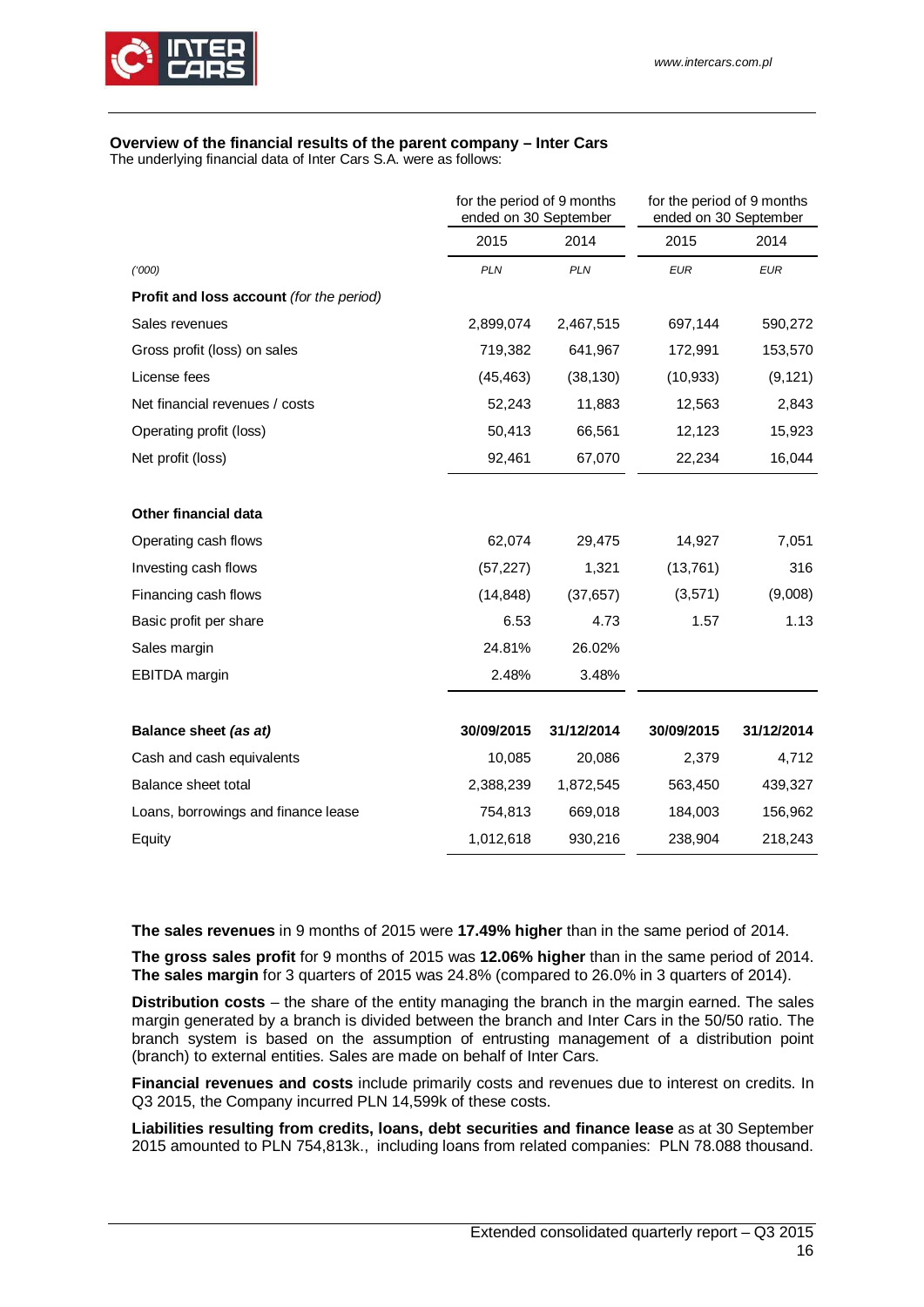**Overview of the financial results of the parent company – Inter Cars**

The underlying financial data of Inter Cars S.A. were as follows:

| | for the period of 9 months ended on 30 September | | for the period of 9 months ended on 30 September | |
|---|---|---|---|---|
| | 2015 | 2014 | 2015 | 2014 |
| *('000)* | *PLN* | *PLN* | *EUR* | *EUR* |
| **Profit and loss account** *(for the period)* | | | | |
| Sales revenues | 2,899,074 | 2,467,515 | 697,144 | 590,272 |
| Gross profit (loss) on sales | 719,382 | 641,967 | 172,991 | 153,570 |
| License fees | (45,463) | (38,130) | (10,933) | (9,121) |
| Net financial revenues / costs | 52,243 | 11,883 | 12,563 | 2,843 |
| Operating profit (loss) | 50,413 | 66,561 | 12,123 | 15,923 |
| Net profit (loss) | 92,461 | 67,070 | 22,234 | 16,044 |
| **Other financial data** | | | | |
| Operating cash flows | 62,074 | 29,475 | 14,927 | 7,051 |
| Investing cash flows | (57,227) | 1,321 | (13,761) | 316 |
| Financing cash flows | (14,848) | (37,657) | (3,571) | (9,008) |
| Basic profit per share | 6.53 | 4.73 | 1.57 | 1.13 |
| Sales margin | 24.81% | 26.02% | | |
| EBITDA margin | 2.48% | 3.48% | | |
| **Balance sheet** ***(as at)*** | **30/09/2015** | **31/12/2014** | **30/09/2015** | **31/12/2014** |
| Cash and cash equivalents | 10,085 | 20,086 | 2,379 | 4,712 |
| Balance sheet total | 2,388,239 | 1,872,545 | 563,450 | 439,327 |
| Loans, borrowings and finance lease | 754,813 | 669,018 | 184,003 | 156,962 |
| Equity | 1,012,618 | 930,216 | 238,904 | 218,243 |

**The sales revenues** in 9 months of 2015 were **17.49% higher** than in the same period of 2014.

**The gross sales profit** for 9 months of 2015 was **12.06% higher** than in the same period of 2014. **The sales margin** for 3 quarters of 2015 was 24.8% (compared to 26.0% in 3 quarters of 2014).

**Distribution costs** – the share of the entity managing the branch in the margin earned. The sales margin generated by a branch is divided between the branch and Inter Cars in the 50/50 ratio. The branch system is based on the assumption of entrusting management of a distribution point (branch) to external entities. Sales are made on behalf of Inter Cars.

**Financial revenues and costs** include primarily costs and revenues due to interest on credits. In Q3 2015, the Company incurred PLN 14,599k of these costs.

**Liabilities resulting from credits, loans, debt securities and finance lease** as at 30 September 2015 amounted to PLN 754,813k., including loans from related companies: PLN 78.088 thousand.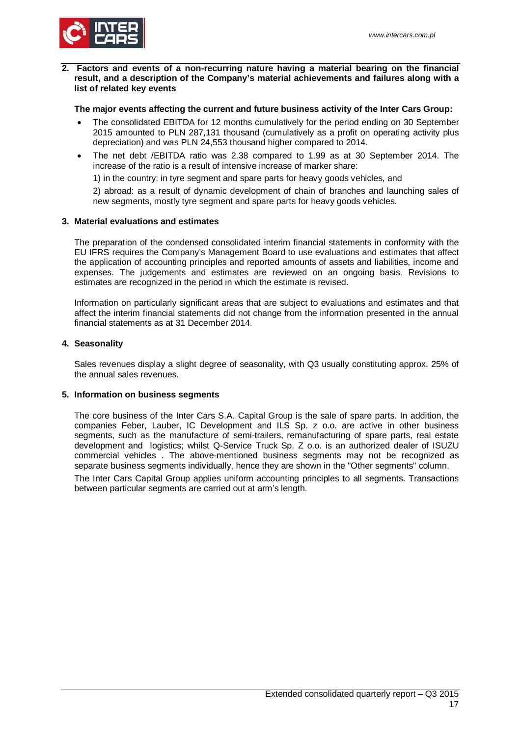## 2. Factors and events of a non-recurring nature having a material bearing on the financial result, and a description of the Company's material achievements and failures along with a list of related key events

**The major events affecting the current and future business activity of the Inter Cars Group:**

- The consolidated EBITDA for 12 months cumulatively for the period ending on 30 September 2015 amounted to PLN 287,131 thousand (cumulatively as a profit on operating activity plus depreciation) and was PLN 24,553 thousand higher compared to 2014.
- The net debt /EBITDA ratio was 2.38 compared to 1.99 as at 30 September 2014. The increase of the ratio is a result of intensive increase of marker share:

  1) in the country: in tyre segment and spare parts for heavy goods vehicles, and

  2) abroad: as a result of dynamic development of chain of branches and launching sales of new segments, mostly tyre segment and spare parts for heavy goods vehicles.

## 3. Material evaluations and estimates

The preparation of the condensed consolidated interim financial statements in conformity with the EU IFRS requires the Company's Management Board to use evaluations and estimates that affect the application of accounting principles and reported amounts of assets and liabilities, income and expenses. The judgements and estimates are reviewed on an ongoing basis. Revisions to estimates are recognized in the period in which the estimate is revised.

Information on particularly significant areas that are subject to evaluations and estimates and that affect the interim financial statements did not change from the information presented in the annual financial statements as at 31 December 2014.

## 4. Seasonality

Sales revenues display a slight degree of seasonality, with Q3 usually constituting approx. 25% of the annual sales revenues.

## 5. Information on business segments

The core business of the Inter Cars S.A. Capital Group is the sale of spare parts. In addition, the companies Feber, Lauber, IC Development and ILS Sp. z o.o. are active in other business segments, such as the manufacture of semi-trailers, remanufacturing of spare parts, real estate development and logistics; whilst Q-Service Truck Sp. Z o.o. is an authorized dealer of ISUZU commercial vehicles . The above-mentioned business segments may not be recognized as separate business segments individually, hence they are shown in the "Other segments" column.

The Inter Cars Capital Group applies uniform accounting principles to all segments. Transactions between particular segments are carried out at arm's length.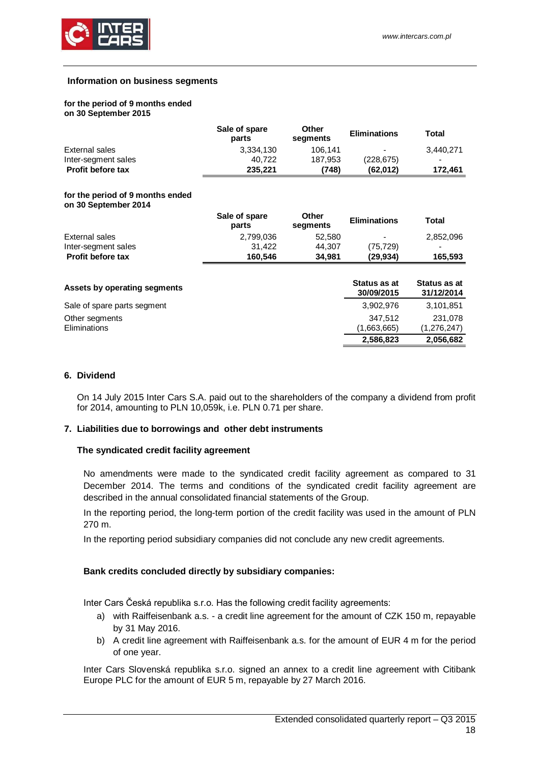### Information on business segments

**for the period of 9 months ended on 30 September 2015**

| | Sale of spare parts | Other segments | Eliminations | Total |
|---|---|---|---|---|
| External sales | 3,334,130 | 106,141 | - | 3,440,271 |
| Inter-segment sales | 40,722 | 187,953 | (228,675) | - |
| **Profit before tax** | **235,221** | **(748)** | **(62,012)** | **172,461** |

**for the period of 9 months ended on 30 September 2014**

| | Sale of spare parts | Other segments | Eliminations | Total |
|---|---|---|---|---|
| External sales | 2,799,036 | 52,580 | - | 2,852,096 |
| Inter-segment sales | 31,422 | 44,307 | (75,729) | - |
| **Profit before tax** | **160,546** | **34,981** | **(29,934)** | **165,593** |

| **Assets by operating segments** | **Status as at 30/09/2015** | **Status as at 31/12/2014** |
|---|---|---|
| Sale of spare parts segment | 3,902,976 | 3,101,851 |
| Other segments | 347,512 | 231,078 |
| Eliminations | (1,663,665) | (1,276,247) |
| | **2,586,823** | **2,056,682** |

## 6. Dividend

On 14 July 2015 Inter Cars S.A. paid out to the shareholders of the company a dividend from profit for 2014, amounting to PLN 10,059k, i.e. PLN 0.71 per share.

## 7. Liabilities due to borrowings and other debt instruments

### The syndicated credit facility agreement

No amendments were made to the syndicated credit facility agreement as compared to 31 December 2014. The terms and conditions of the syndicated credit facility agreement are described in the annual consolidated financial statements of the Group.

In the reporting period, the long-term portion of the credit facility was used in the amount of PLN 270 m.

In the reporting period subsidiary companies did not conclude any new credit agreements.

### Bank credits concluded directly by subsidiary companies:

Inter Cars Česká republika s.r.o. Has the following credit facility agreements:

a) with Raiffeisenbank a.s. - a credit line agreement for the amount of CZK 150 m, repayable by 31 May 2016.

b) A credit line agreement with Raiffeisenbank a.s. for the amount of EUR 4 m for the period of one year.

Inter Cars Slovenská republika s.r.o. signed an annex to a credit line agreement with Citibank Europe PLC for the amount of EUR 5 m, repayable by 27 March 2016.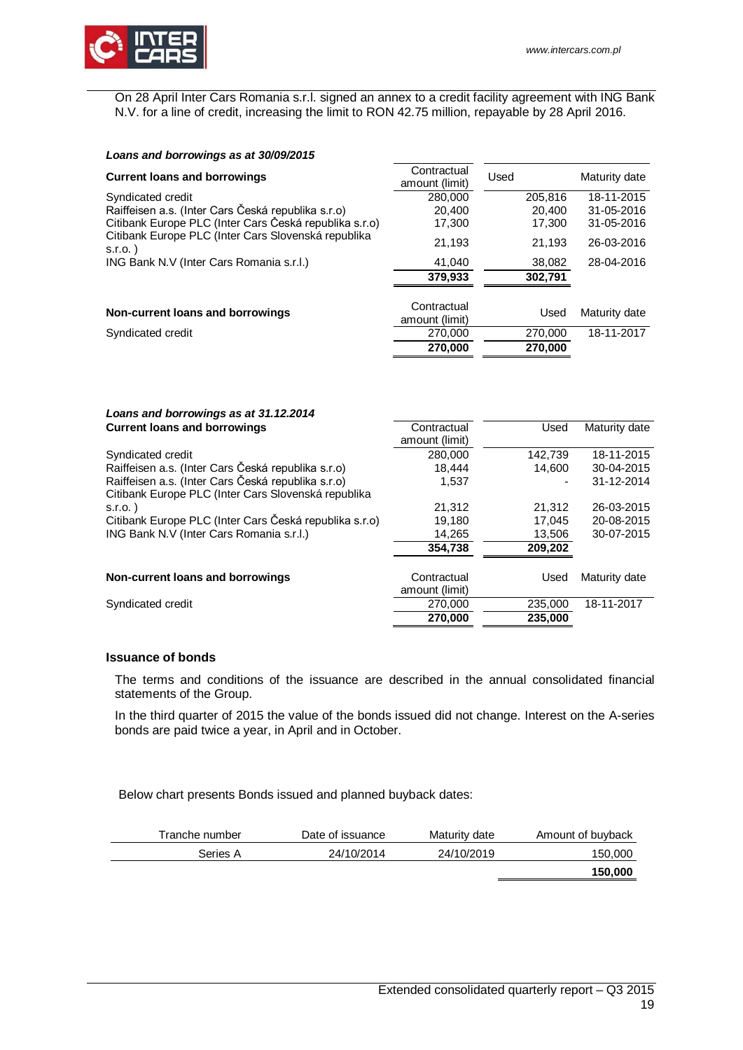On 28 April Inter Cars Romania s.r.l. signed an annex to a credit facility agreement with ING Bank N.V. for a line of credit, increasing the limit to RON 42.75 million, repayable by 28 April 2016.

***Loans and borrowings as at 30/09/2015***

| **Current loans and borrowings** | Contractual amount (limit) | Used | Maturity date |
|---|---|---|---|
| Syndicated credit | 280,000 | 205,816 | 18-11-2015 |
| Raiffeisen a.s. (Inter Cars Česká republika s.r.o) | 20,400 | 20,400 | 31-05-2016 |
| Citibank Europe PLC (Inter Cars Česká republika s.r.o) | 17,300 | 17,300 | 31-05-2016 |
| Citibank Europe PLC (Inter Cars Slovenská republika s.r.o. ) | 21,193 | 21,193 | 26-03-2016 |
| ING Bank N.V (Inter Cars Romania s.r.l.) | 41,040 | 38,082 | 28-04-2016 |
| | **379,933** | **302,791** | |

| **Non-current loans and borrowings** | Contractual amount (limit) | Used | Maturity date |
|---|---|---|---|
| Syndicated credit | 270,000 | 270,000 | 18-11-2017 |
| | **270,000** | **270,000** | |

***Loans and borrowings as at 31.12.2014***

| **Current loans and borrowings** | Contractual amount (limit) | Used | Maturity date |
|---|---|---|---|
| Syndicated credit | 280,000 | 142,739 | 18-11-2015 |
| Raiffeisen a.s. (Inter Cars Česká republika s.r.o) | 18,444 | 14,600 | 30-04-2015 |
| Raiffeisen a.s. (Inter Cars Česká republika s.r.o) | 1,537 | - | 31-12-2014 |
| Citibank Europe PLC (Inter Cars Slovenská republika s.r.o. ) | 21,312 | 21,312 | 26-03-2015 |
| Citibank Europe PLC (Inter Cars Česká republika s.r.o) | 19,180 | 17,045 | 20-08-2015 |
| ING Bank N.V (Inter Cars Romania s.r.l.) | 14,265 | 13,506 | 30-07-2015 |
| | **354,738** | **209,202** | |

| **Non-current loans and borrowings** | Contractual amount (limit) | Used | Maturity date |
|---|---|---|---|
| Syndicated credit | 270,000 | 235,000 | 18-11-2017 |
| | **270,000** | **235,000** | |

### Issuance of bonds

The terms and conditions of the issuance are described in the annual consolidated financial statements of the Group.

In the third quarter of 2015 the value of the bonds issued did not change. Interest on the A-series bonds are paid twice a year, in April and in October.

Below chart presents Bonds issued and planned buyback dates:

| Tranche number | Date of issuance | Maturity date | Amount of buyback |
|---|---|---|---|
| Series A | 24/10/2014 | 24/10/2019 | 150,000 |
| | | | **150,000** |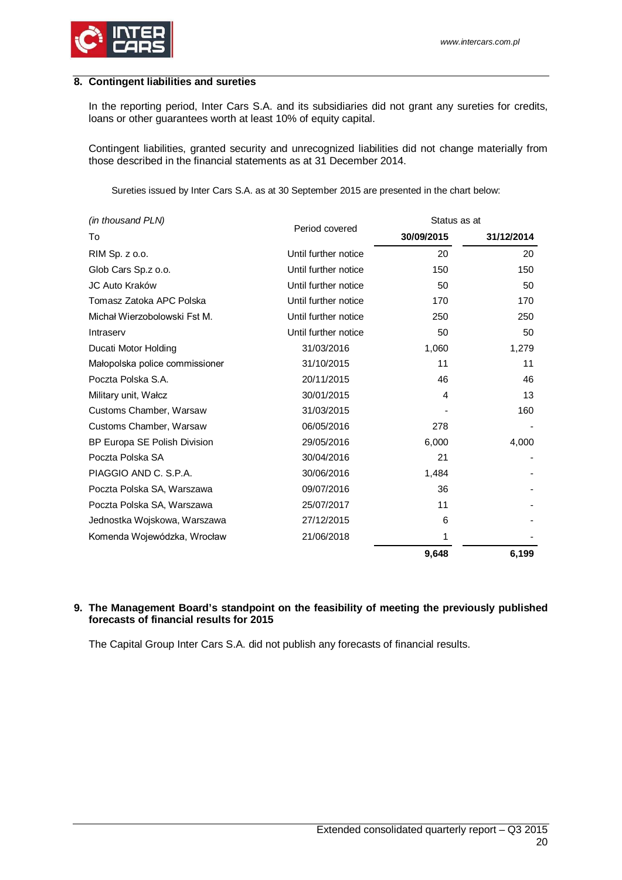## 8. Contingent liabilities and sureties

In the reporting period, Inter Cars S.A. and its subsidiaries did not grant any sureties for credits, loans or other guarantees worth at least 10% of equity capital.

Contingent liabilities, granted security and unrecognized liabilities did not change materially from those described in the financial statements as at 31 December 2014.

Sureties issued by Inter Cars S.A. as at 30 September 2015 are presented in the chart below:

| *(in thousand PLN)* | Period covered | Status as at | |
|---|---|---|---|
| To | | **30/09/2015** | **31/12/2014** |
| RIM Sp. z o.o. | Until further notice | 20 | 20 |
| Glob Cars Sp.z o.o. | Until further notice | 150 | 150 |
| JC Auto Kraków | Until further notice | 50 | 50 |
| Tomasz Zatoka APC Polska | Until further notice | 170 | 170 |
| Michał Wierzobolowski Fst M. | Until further notice | 250 | 250 |
| Intraserv | Until further notice | 50 | 50 |
| Ducati Motor Holding | 31/03/2016 | 1,060 | 1,279 |
| Małopolska police commissioner | 31/10/2015 | 11 | 11 |
| Poczta Polska S.A. | 20/11/2015 | 46 | 46 |
| Military unit, Wałcz | 30/01/2015 | 4 | 13 |
| Customs Chamber, Warsaw | 31/03/2015 | - | 160 |
| Customs Chamber, Warsaw | 06/05/2016 | 278 | - |
| BP Europa SE Polish Division | 29/05/2016 | 6,000 | 4,000 |
| Poczta Polska SA | 30/04/2016 | 21 | - |
| PIAGGIO AND C. S.P.A. | 30/06/2016 | 1,484 | - |
| Poczta Polska SA, Warszawa | 09/07/2016 | 36 | - |
| Poczta Polska SA, Warszawa | 25/07/2017 | 11 | - |
| Jednostka Wojskowa, Warszawa | 27/12/2015 | 6 | - |
| Komenda Wojewódzka, Wrocław | 21/06/2018 | 1 | - |
| | | **9,648** | **6,199** |

## 9. The Management Board's standpoint on the feasibility of meeting the previously published forecasts of financial results for 2015

The Capital Group Inter Cars S.A. did not publish any forecasts of financial results.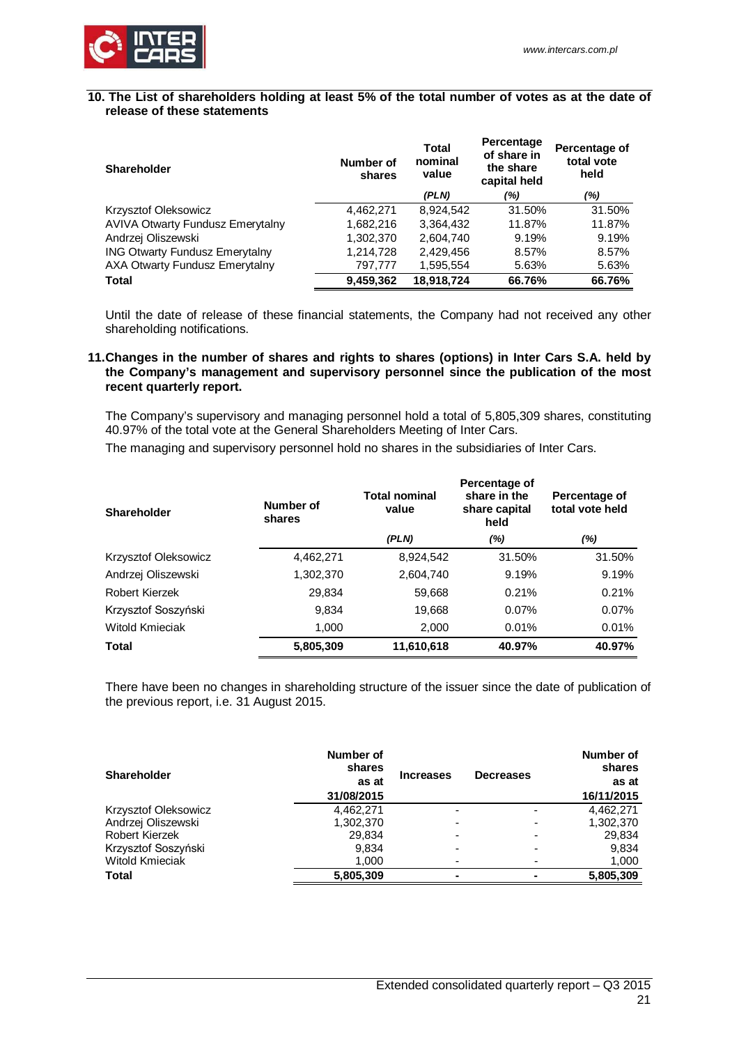## 10. The List of shareholders holding at least 5% of the total number of votes as at the date of release of these statements

| Shareholder | Number of shares | Total nominal value | Percentage of share in the share capital held | Percentage of total vote held |
|---|---|---|---|---|
| | | *(PLN)* | *(%)* | *(%)* |
| Krzysztof Oleksowicz | 4,462,271 | 8,924,542 | 31.50% | 31.50% |
| AVIVA Otwarty Fundusz Emerytalny | 1,682,216 | 3,364,432 | 11.87% | 11.87% |
| Andrzej Oliszewski | 1,302,370 | 2,604,740 | 9.19% | 9.19% |
| ING Otwarty Fundusz Emerytalny | 1,214,728 | 2,429,456 | 8.57% | 8.57% |
| AXA Otwarty Fundusz Emerytalny | 797,777 | 1,595,554 | 5.63% | 5.63% |
| **Total** | **9,459,362** | **18,918,724** | **66.76%** | **66.76%** |

Until the date of release of these financial statements, the Company had not received any other shareholding notifications.

## 11. Changes in the number of shares and rights to shares (options) in Inter Cars S.A. held by the Company's management and supervisory personnel since the publication of the most recent quarterly report.

The Company's supervisory and managing personnel hold a total of 5,805,309 shares, constituting 40.97% of the total vote at the General Shareholders Meeting of Inter Cars.

The managing and supervisory personnel hold no shares in the subsidiaries of Inter Cars.

| Shareholder | Number of shares | Total nominal value | Percentage of share in the share capital held | Percentage of total vote held |
|---|---|---|---|---|
| | | *(PLN)* | *(%)* | *(%)* |
| Krzysztof Oleksowicz | 4,462,271 | 8,924,542 | 31.50% | 31.50% |
| Andrzej Oliszewski | 1,302,370 | 2,604,740 | 9.19% | 9.19% |
| Robert Kierzek | 29,834 | 59,668 | 0.21% | 0.21% |
| Krzysztof Soszyński | 9,834 | 19,668 | 0.07% | 0.07% |
| Witold Kmieciak | 1,000 | 2,000 | 0.01% | 0.01% |
| **Total** | **5,805,309** | **11,610,618** | **40.97%** | **40.97%** |

There have been no changes in shareholding structure of the issuer since the date of publication of the previous report, i.e. 31 August 2015.

| Shareholder | Number of shares as at 31/08/2015 | Increases | Decreases | Number of shares as at 16/11/2015 |
|---|---|---|---|---|
| Krzysztof Oleksowicz | 4,462,271 | - | - | 4,462,271 |
| Andrzej Oliszewski | 1,302,370 | - | - | 1,302,370 |
| Robert Kierzek | 29,834 | - | - | 29,834 |
| Krzysztof Soszyński | 9,834 | - | - | 9,834 |
| Witold Kmieciak | 1,000 | - | - | 1,000 |
| **Total** | **5,805,309** | **-** | **-** | **5,805,309** |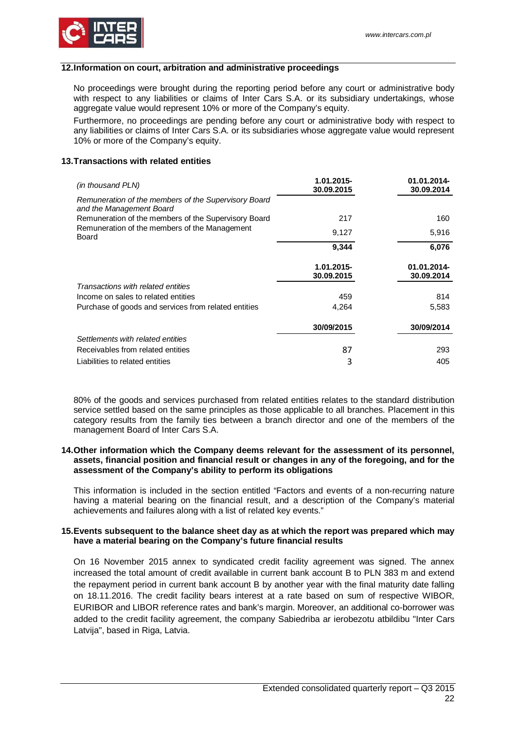## 12. Information on court, arbitration and administrative proceedings

No proceedings were brought during the reporting period before any court or administrative body with respect to any liabilities or claims of Inter Cars S.A. or its subsidiary undertakings, whose aggregate value would represent 10% or more of the Company's equity.

Furthermore, no proceedings are pending before any court or administrative body with respect to any liabilities or claims of Inter Cars S.A. or its subsidiaries whose aggregate value would represent 10% or more of the Company's equity.

## 13. Transactions with related entities

| *(in thousand PLN)* | 1.01.2015-30.09.2015 | 01.01.2014-30.09.2014 |
|---|---|---|
| *Remuneration of the members of the Supervisory Board and the Management Board* | | |
| Remuneration of the members of the Supervisory Board | 217 | 160 |
| Remuneration of the members of the Management Board | 9,127 | 5,916 |
| | **9,344** | **6,076** |
| | **1.01.2015-30.09.2015** | **01.01.2014-30.09.2014** |
| *Transactions with related entities* | | |
| Income on sales to related entities | 459 | 814 |
| Purchase of goods and services from related entities | 4,264 | 5,583 |
| | **30/09/2015** | **30/09/2014** |
| *Settlements with related entities* | | |
| Receivables from related entities | 87 | 293 |
| Liabilities to related entities | 3 | 405 |

80% of the goods and services purchased from related entities relates to the standard distribution service settled based on the same principles as those applicable to all branches. Placement in this category results from the family ties between a branch director and one of the members of the management Board of Inter Cars S.A.

## 14. Other information which the Company deems relevant for the assessment of its personnel, assets, financial position and financial result or changes in any of the foregoing, and for the assessment of the Company's ability to perform its obligations

This information is included in the section entitled "Factors and events of a non-recurring nature having a material bearing on the financial result, and a description of the Company's material achievements and failures along with a list of related key events."

## 15. Events subsequent to the balance sheet day as at which the report was prepared which may have a material bearing on the Company's future financial results

On 16 November 2015 annex to syndicated credit facility agreement was signed. The annex increased the total amount of credit available in current bank account B to PLN 383 m and extend the repayment period in current bank account B by another year with the final maturity date falling on 18.11.2016. The credit facility bears interest at a rate based on sum of respective WIBOR, EURIBOR and LIBOR reference rates and bank's margin. Moreover, an additional co-borrower was added to the credit facility agreement, the company Sabiedriba ar ierobezotu atbildibu "Inter Cars Latvija", based in Riga, Latvia.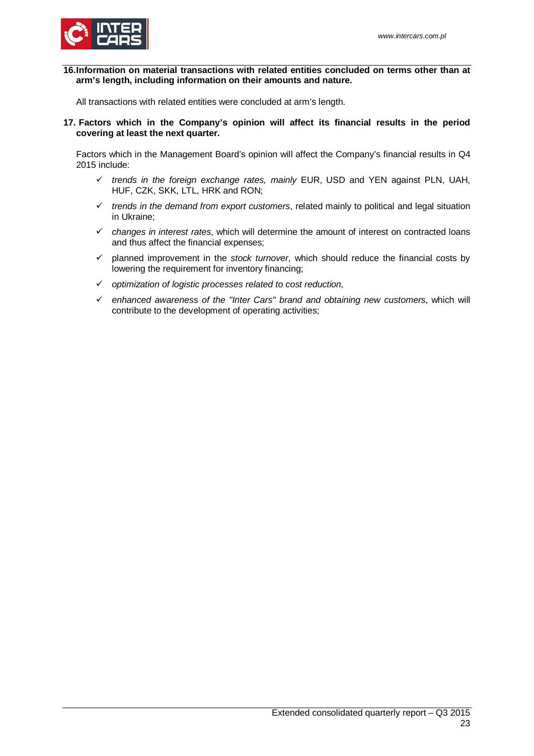## 16. Information on material transactions with related entities concluded on terms other than at arm's length, including information on their amounts and nature.

All transactions with related entities were concluded at arm's length.

## 17. Factors which in the Company's opinion will affect its financial results in the period covering at least the next quarter.

Factors which in the Management Board's opinion will affect the Company's financial results in Q4 2015 include:

- ✓ *trends in the foreign exchange rates, mainly* EUR, USD and YEN against PLN, UAH, HUF, CZK, SKK, LTL, HRK and RON;
- ✓ *trends in the demand from export customers*, related mainly to political and legal situation in Ukraine;
- ✓ *changes in interest rates*, which will determine the amount of interest on contracted loans and thus affect the financial expenses;
- ✓ planned improvement in the *stock turnover*, which should reduce the financial costs by lowering the requirement for inventory financing;
- ✓ *optimization of logistic processes related to cost reduction,*
- ✓ *enhanced awareness of the "Inter Cars" brand and obtaining new customers*, which will contribute to the development of operating activities;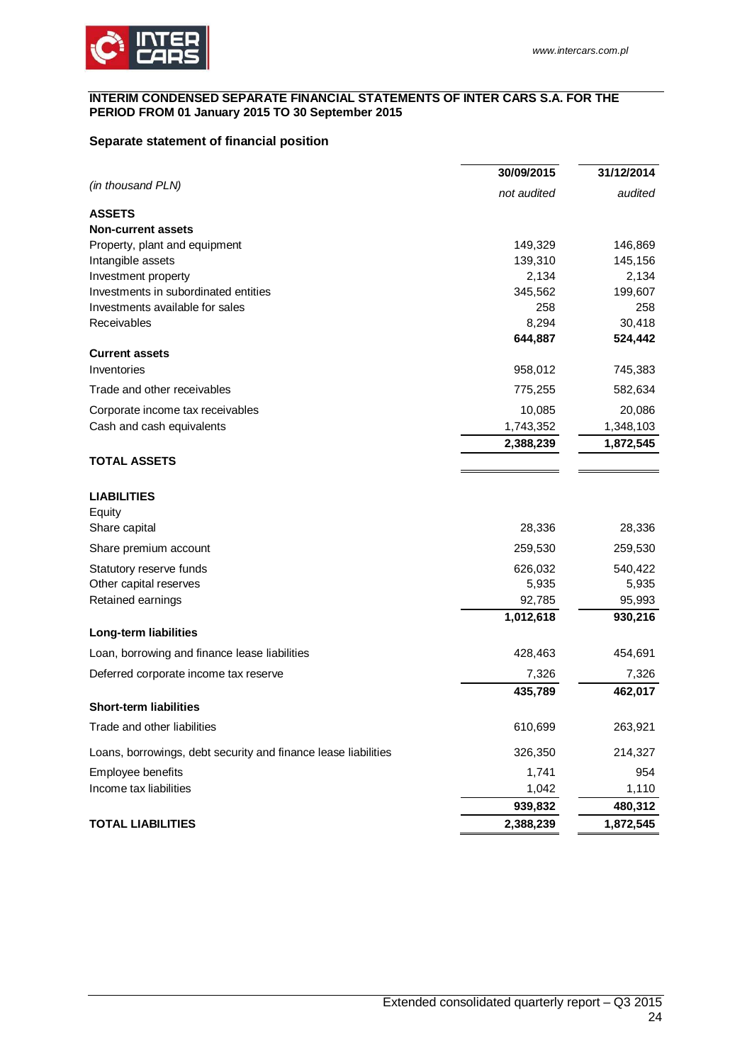**INTERIM CONDENSED SEPARATE FINANCIAL STATEMENTS OF INTER CARS S.A. FOR THE PERIOD FROM 01 January 2015 TO 30 September 2015**

## Separate statement of financial position

| *(in thousand PLN)* | 30/09/2015<br>*not audited* | 31/12/2014<br>*audited* |
|---|---|---|
| **ASSETS** | | |
| **Non-current assets** | | |
| Property, plant and equipment | 149,329 | 146,869 |
| Intangible assets | 139,310 | 145,156 |
| Investment property | 2,134 | 2,134 |
| Investments in subordinated entities | 345,562 | 199,607 |
| Investments available for sales | 258 | 258 |
| Receivables | 8,294 | 30,418 |
| | **644,887** | **524,442** |
| **Current assets** | | |
| Inventories | 958,012 | 745,383 |
| Trade and other receivables | 775,255 | 582,634 |
| Corporate income tax receivables | 10,085 | 20,086 |
| Cash and cash equivalents | 1,743,352 | 1,348,103 |
| | **2,388,239** | **1,872,545** |
| **TOTAL ASSETS** | | |
| | | |
| **LIABILITIES** | | |
| Equity | | |
| Share capital | 28,336 | 28,336 |
| Share premium account | 259,530 | 259,530 |
| Statutory reserve funds | 626,032 | 540,422 |
| Other capital reserves | 5,935 | 5,935 |
| Retained earnings | 92,785 | 95,993 |
| | **1,012,618** | **930,216** |
| **Long-term liabilities** | | |
| Loan, borrowing and finance lease liabilities | 428,463 | 454,691 |
| Deferred corporate income tax reserve | 7,326 | 7,326 |
| | **435,789** | **462,017** |
| **Short-term liabilities** | | |
| Trade and other liabilities | 610,699 | 263,921 |
| Loans, borrowings, debt security and finance lease liabilities | 326,350 | 214,327 |
| Employee benefits | 1,741 | 954 |
| Income tax liabilities | 1,042 | 1,110 |
| | **939,832** | **480,312** |
| **TOTAL LIABILITIES** | **2,388,239** | **1,872,545** |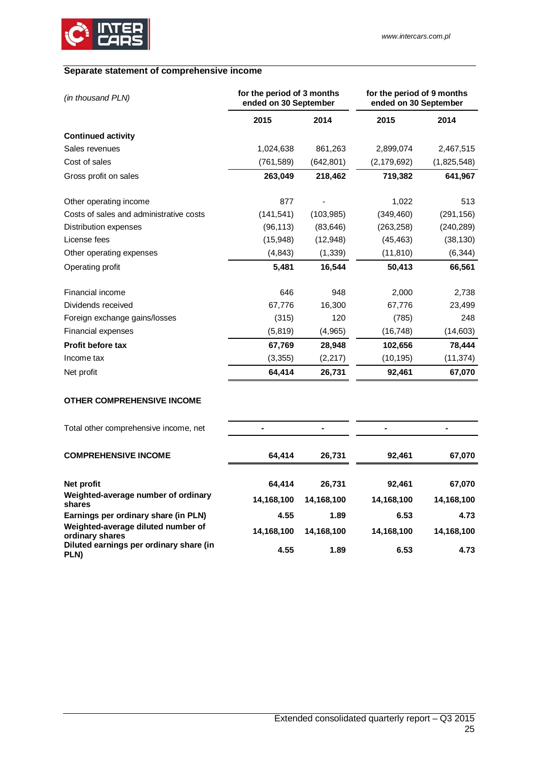## Separate statement of comprehensive income

| *(in thousand PLN)* | for the period of 3 months ended on 30 September | | for the period of 9 months ended on 30 September | |
|---|---|---|---|---|
| | 2015 | 2014 | 2015 | 2014 |
| **Continued activity** | | | | |
| Sales revenues | 1,024,638 | 861,263 | 2,899,074 | 2,467,515 |
| Cost of sales | (761,589) | (642,801) | (2,179,692) | (1,825,548) |
| Gross profit on sales | **263,049** | **218,462** | **719,382** | **641,967** |
| Other operating income | 877 | - | 1,022 | 513 |
| Costs of sales and administrative costs | (141,541) | (103,985) | (349,460) | (291,156) |
| Distribution expenses | (96,113) | (83,646) | (263,258) | (240,289) |
| License fees | (15,948) | (12,948) | (45,463) | (38,130) |
| Other operating expenses | (4,843) | (1,339) | (11,810) | (6,344) |
| Operating profit | **5,481** | **16,544** | **50,413** | **66,561** |
| Financial income | 646 | 948 | 2,000 | 2,738 |
| Dividends received | 67,776 | 16,300 | 67,776 | 23,499 |
| Foreign exchange gains/losses | (315) | 120 | (785) | 248 |
| Financial expenses | (5,819) | (4,965) | (16,748) | (14,603) |
| **Profit before tax** | **67,769** | **28,948** | **102,656** | **78,444** |
| Income tax | (3,355) | (2,217) | (10,195) | (11,374) |
| Net profit | **64,414** | **26,731** | **92,461** | **67,070** |
| **OTHER COMPREHENSIVE INCOME** | | | | |
| Total other comprehensive income, net | **-** | **-** | **-** | **-** |
| **COMPREHENSIVE INCOME** | **64,414** | **26,731** | **92,461** | **67,070** |
| **Net profit** | **64,414** | **26,731** | **92,461** | **67,070** |
| **Weighted-average number of ordinary shares** | **14,168,100** | **14,168,100** | **14,168,100** | **14,168,100** |
| **Earnings per ordinary share (in PLN)** | **4.55** | **1.89** | **6.53** | **4.73** |
| **Weighted-average diluted number of ordinary shares** | **14,168,100** | **14,168,100** | **14,168,100** | **14,168,100** |
| **Diluted earnings per ordinary share (in PLN)** | **4.55** | **1.89** | **6.53** | **4.73** |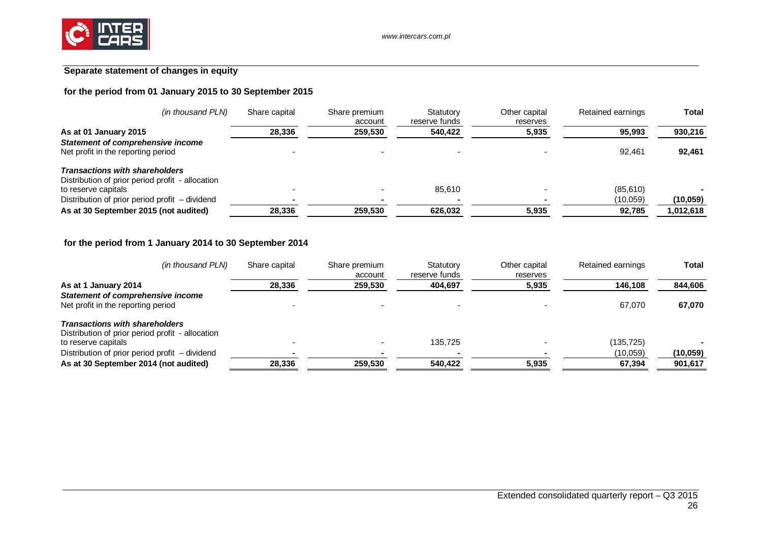## Separate statement of changes in equity

### for the period from 01 January 2015 to 30 September 2015

| *(in thousand PLN)* | Share capital | Share premium account | Statutory reserve funds | Other capital reserves | Retained earnings | **Total** |
|---|---|---|---|---|---|---|
| **As at 01 January 2015** | **28,336** | **259,530** | **540,422** | **5,935** | **95,993** | **930,216** |
| ***Statement of comprehensive income*** | | | | | | |
| Net profit in the reporting period | - | - | - | - | 92,461 | **92,461** |
| ***Transactions with shareholders*** | | | | | | |
| Distribution of prior period profit - allocation to reserve capitals | - | - | 85,610 | - | (85,610) | **-** |
| Distribution of prior period profit – dividend | **-** | **-** | **-** | **-** | (10,059) | **(10,059)** |
| **As at 30 September 2015 (not audited)** | **28,336** | **259,530** | **626,032** | **5,935** | **92,785** | **1,012,618** |

### for the period from 1 January 2014 to 30 September 2014

| *(in thousand PLN)* | Share capital | Share premium account | Statutory reserve funds | Other capital reserves | Retained earnings | **Total** |
|---|---|---|---|---|---|---|
| **As at 1 January 2014** | **28,336** | **259,530** | **404,697** | **5,935** | **146,108** | **844,606** |
| ***Statement of comprehensive income*** | | | | | | |
| Net profit in the reporting period | - | - | - | - | 67,070 | **67,070** |
| ***Transactions with shareholders*** | | | | | | |
| Distribution of prior period profit - allocation to reserve capitals | - | - | 135,725 | - | (135,725) | **-** |
| Distribution of prior period profit – dividend | **-** | **-** | **-** | **-** | (10,059) | **(10,059)** |
| **As at 30 September 2014 (not audited)** | **28,336** | **259,530** | **540,422** | **5,935** | **67,394** | **901,617** |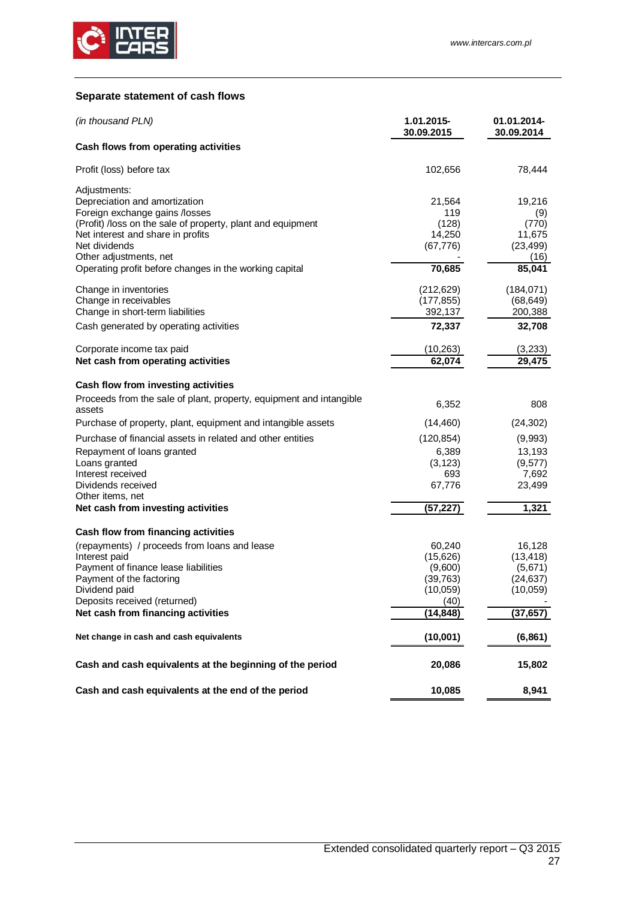## Separate statement of cash flows

| *(in thousand PLN)* | 1.01.2015-30.09.2015 | 01.01.2014-30.09.2014 |
|---|---|---|
| **Cash flows from operating activities** | | |
| Profit (loss) before tax | 102,656 | 78,444 |
| Adjustments: | | |
| Depreciation and amortization | 21,564 | 19,216 |
| Foreign exchange gains /losses | 119 | (9) |
| (Profit) /loss on the sale of property, plant and equipment | (128) | (770) |
| Net interest and share in profits | 14,250 | 11,675 |
| Net dividends | (67,776) | (23,499) |
| Other adjustments, net | - | (16) |
| Operating profit before changes in the working capital | **70,685** | **85,041** |
| Change in inventories | (212,629) | (184,071) |
| Change in receivables | (177,855) | (68,649) |
| Change in short-term liabilities | 392,137 | 200,388 |
| Cash generated by operating activities | **72,337** | **32,708** |
| Corporate income tax paid | (10,263) | (3,233) |
| **Net cash from operating activities** | **62,074** | **29,475** |
| **Cash flow from investing activities** | | |
| Proceeds from the sale of plant, property, equipment and intangible assets | 6,352 | 808 |
| Purchase of property, plant, equipment and intangible assets | (14,460) | (24,302) |
| Purchase of financial assets in related and other entities | (120,854) | (9,993) |
| Repayment of loans granted | 6,389 | 13,193 |
| Loans granted | (3,123) | (9,577) |
| Interest received | 693 | 7,692 |
| Dividends received | 67,776 | 23,499 |
| Other items, net | | |
| **Net cash from investing activities** | **(57,227)** | **1,321** |
| **Cash flow from financing activities** | | |
| (repayments) / proceeds from loans and lease | 60,240 | 16,128 |
| Interest paid | (15,626) | (13,418) |
| Payment of finance lease liabilities | (9,600) | (5,671) |
| Payment of the factoring | (39,763) | (24,637) |
| Dividend paid | (10,059) | (10,059) |
| Deposits received (returned) | (40) | - |
| **Net cash from financing activities** | **(14,848)** | **(37,657)** |
| **Net change in cash and cash equivalents** | **(10,001)** | **(6,861)** |
| **Cash and cash equivalents at the beginning of the period** | **20,086** | **15,802** |
| **Cash and cash equivalents at the end of the period** | **10,085** | **8,941** |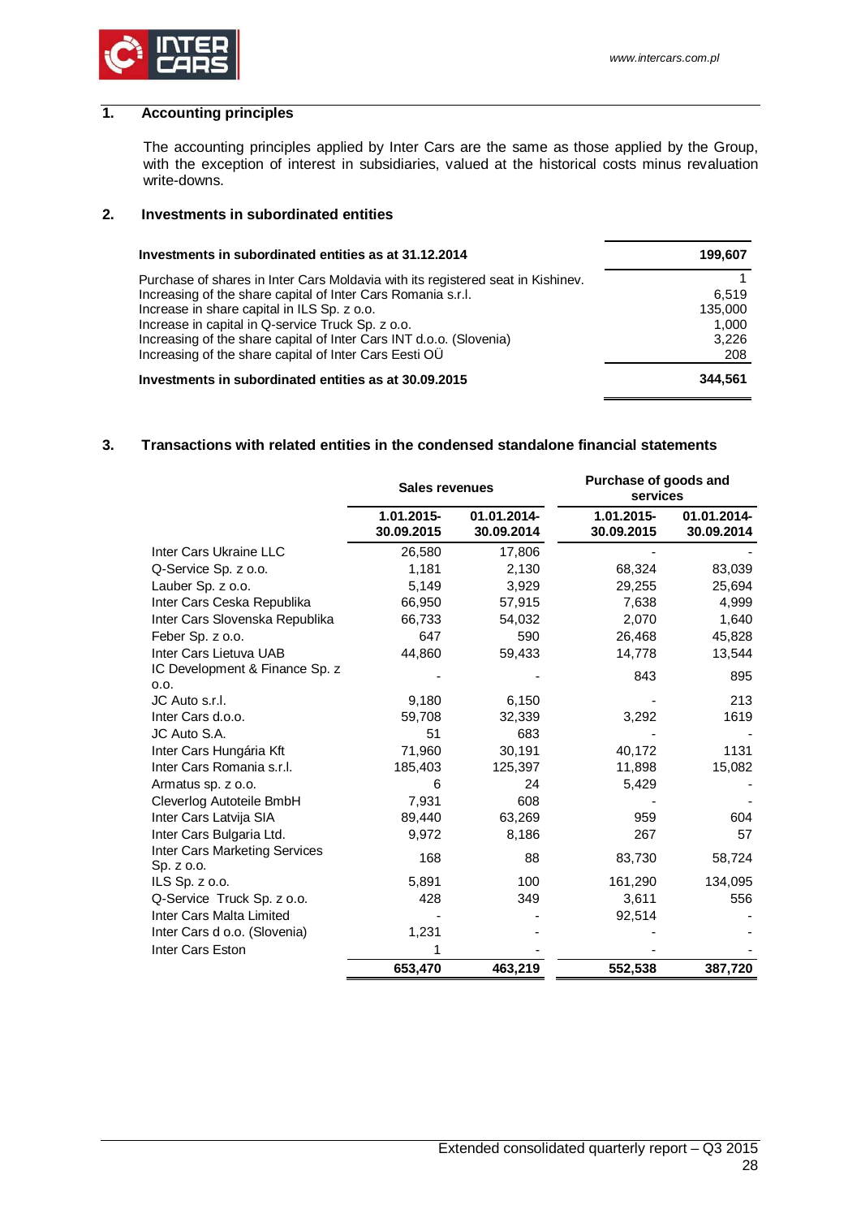## 1. Accounting principles

The accounting principles applied by Inter Cars are the same as those applied by the Group, with the exception of interest in subsidiaries, valued at the historical costs minus revaluation write-downs.

## 2. Investments in subordinated entities

| **Investments in subordinated entities as at 31.12.2014** | **199,607** |
|---|---|
| Purchase of shares in Inter Cars Moldavia with its registered seat in Kishinev. | 1 |
| Increasing of the share capital of Inter Cars Romania s.r.l. | 6,519 |
| Increase in share capital in ILS Sp. z o.o. | 135,000 |
| Increase in capital in Q-service Truck Sp. z o.o. | 1,000 |
| Increasing of the share capital of Inter Cars INT d.o.o. (Slovenia) | 3,226 |
| Increasing of the share capital of Inter Cars Eesti OÜ | 208 |
| **Investments in subordinated entities as at 30.09.2015** | **344,561** |

## 3. Transactions with related entities in the condensed standalone financial statements

| | **Sales revenues** | | **Purchase of goods and services** | |
|---|---|---|---|---|
| | **1.01.2015-30.09.2015** | **01.01.2014-30.09.2014** | **1.01.2015-30.09.2015** | **01.01.2014-30.09.2014** |
| Inter Cars Ukraine LLC | 26,580 | 17,806 | - | - |
| Q-Service Sp. z o.o. | 1,181 | 2,130 | 68,324 | 83,039 |
| Lauber Sp. z o.o. | 5,149 | 3,929 | 29,255 | 25,694 |
| Inter Cars Ceska Republika | 66,950 | 57,915 | 7,638 | 4,999 |
| Inter Cars Slovenska Republika | 66,733 | 54,032 | 2,070 | 1,640 |
| Feber Sp. z o.o. | 647 | 590 | 26,468 | 45,828 |
| Inter Cars Lietuva UAB | 44,860 | 59,433 | 14,778 | 13,544 |
| IC Development & Finance Sp. z o.o. | - | - | 843 | 895 |
| JC Auto s.r.l. | 9,180 | 6,150 | - | 213 |
| Inter Cars d.o.o. | 59,708 | 32,339 | 3,292 | 1619 |
| JC Auto S.A. | 51 | 683 | - | - |
| Inter Cars Hungária Kft | 71,960 | 30,191 | 40,172 | 1131 |
| Inter Cars Romania s.r.l. | 185,403 | 125,397 | 11,898 | 15,082 |
| Armatus sp. z o.o. | 6 | 24 | 5,429 | - |
| Cleverlog Autoteile BmbH | 7,931 | 608 | - | - |
| Inter Cars Latvija SIA | 89,440 | 63,269 | 959 | 604 |
| Inter Cars Bulgaria Ltd. | 9,972 | 8,186 | 267 | 57 |
| Inter Cars Marketing Services Sp. z o.o. | 168 | 88 | 83,730 | 58,724 |
| ILS Sp. z o.o. | 5,891 | 100 | 161,290 | 134,095 |
| Q-Service Truck Sp. z o.o. | 428 | 349 | 3,611 | 556 |
| Inter Cars Malta Limited | - | - | 92,514 | - |
| Inter Cars d o.o. (Slovenia) | 1,231 | - | - | - |
| Inter Cars Eston | 1 | - | - | - |
| | **653,470** | **463,219** | **552,538** | **387,720** |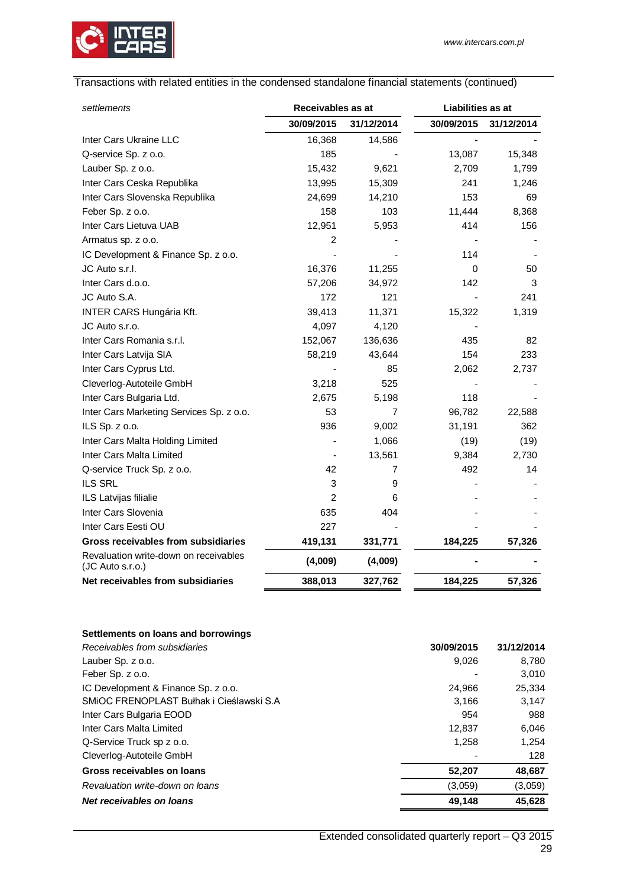Transactions with related entities in the condensed standalone financial statements (continued)

| *settlements* | **Receivables as at** | | **Liabilities as at** | |
|---|---|---|---|---|
| | **30/09/2015** | **31/12/2014** | **30/09/2015** | **31/12/2014** |
| Inter Cars Ukraine LLC | 16,368 | 14,586 | - | - |
| Q-service Sp. z o.o. | 185 | - | 13,087 | 15,348 |
| Lauber Sp. z o.o. | 15,432 | 9,621 | 2,709 | 1,799 |
| Inter Cars Ceska Republika | 13,995 | 15,309 | 241 | 1,246 |
| Inter Cars Slovenska Republika | 24,699 | 14,210 | 153 | 69 |
| Feber Sp. z o.o. | 158 | 103 | 11,444 | 8,368 |
| Inter Cars Lietuva UAB | 12,951 | 5,953 | 414 | 156 |
| Armatus sp. z o.o. | 2 | - | - | - |
| IC Development & Finance Sp. z o.o. | - | - | 114 | - |
| JC Auto s.r.l. | 16,376 | 11,255 | 0 | 50 |
| Inter Cars d.o.o. | 57,206 | 34,972 | 142 | 3 |
| JC Auto S.A. | 172 | 121 | - | 241 |
| INTER CARS Hungária Kft. | 39,413 | 11,371 | 15,322 | 1,319 |
| JC Auto s.r.o. | 4,097 | 4,120 | - | |
| Inter Cars Romania s.r.l. | 152,067 | 136,636 | 435 | 82 |
| Inter Cars Latvija SIA | 58,219 | 43,644 | 154 | 233 |
| Inter Cars Cyprus Ltd. | - | 85 | 2,062 | 2,737 |
| Cleverlog-Autoteile GmbH | 3,218 | 525 | - | - |
| Inter Cars Bulgaria Ltd. | 2,675 | 5,198 | 118 | - |
| Inter Cars Marketing Services Sp. z o.o. | 53 | 7 | 96,782 | 22,588 |
| ILS Sp. z o.o. | 936 | 9,002 | 31,191 | 362 |
| Inter Cars Malta Holding Limited | - | 1,066 | (19) | (19) |
| Inter Cars Malta Limited | - | 13,561 | 9,384 | 2,730 |
| Q-service Truck Sp. z o.o. | 42 | 7 | 492 | 14 |
| ILS SRL | 3 | 9 | - | - |
| ILS Latvijas filiale | 2 | 6 | - | - |
| Inter Cars Slovenia | 635 | 404 | - | - |
| Inter Cars Eesti OU | 227 | - | - | - |
| **Gross receivables from subsidiaries** | **419,131** | **331,771** | **184,225** | **57,326** |
| Revaluation write-down on receivables (JC Auto s.r.o.) | **(4,009)** | **(4,009)** | **-** | **-** |
| **Net receivables from subsidiaries** | **388,013** | **327,762** | **184,225** | **57,326** |

| **Settlements on loans and borrowings** | | |
|---|---|---|
| *Receivables from subsidiaries* | **30/09/2015** | **31/12/2014** |
| Lauber Sp. z o.o. | 9,026 | 8,780 |
| Feber Sp. z o.o. | - | 3,010 |
| IC Development & Finance Sp. z o.o. | 24,966 | 25,334 |
| SMiOC FRENOPLAST Bułhak i Cieślawski S.A | 3,166 | 3,147 |
| Inter Cars Bulgaria EOOD | 954 | 988 |
| Inter Cars Malta Limited | 12,837 | 6,046 |
| Q-Service Truck sp z o.o. | 1,258 | 1,254 |
| Cleverlog-Autoteile GmbH | - | 128 |
| **Gross receivables on loans** | **52,207** | **48,687** |
| *Revaluation write-down on loans* | (3,059) | (3,059) |
| ***Net receivables on loans*** | **49,148** | **45,628** |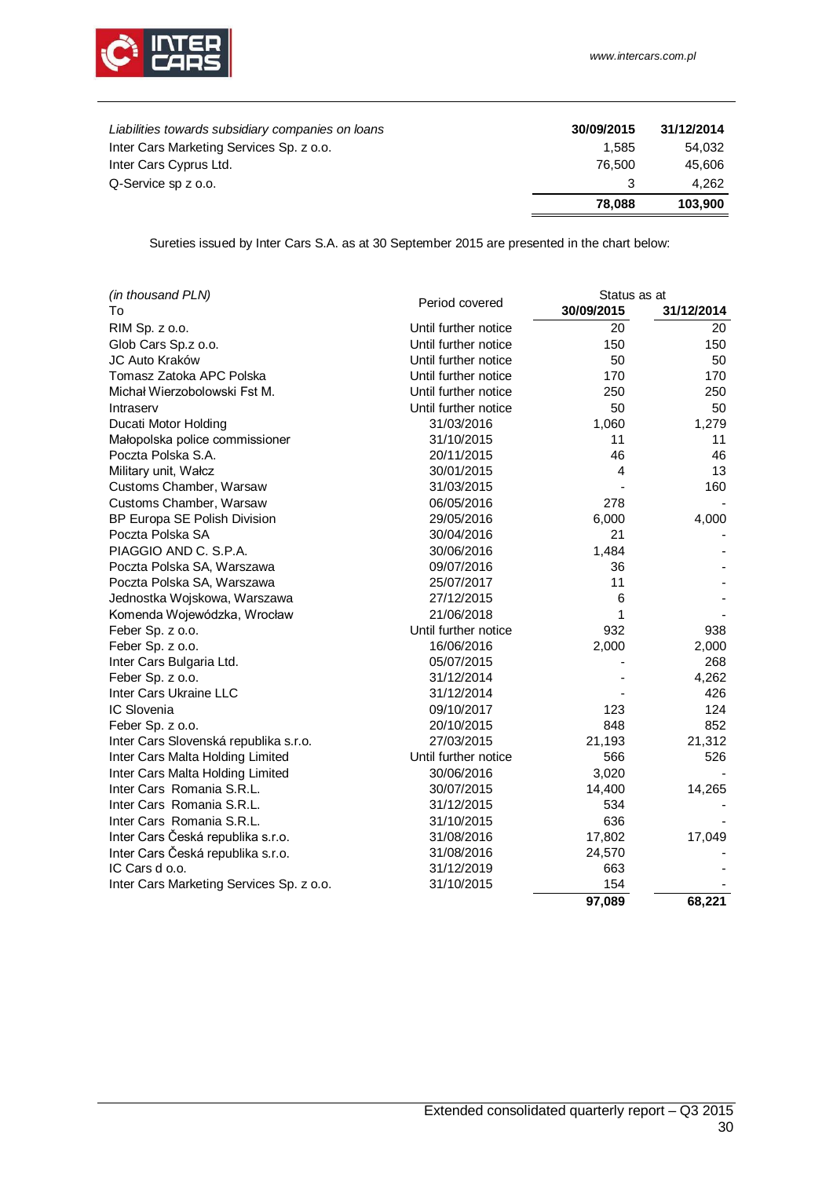| *Liabilities towards subsidiary companies on loans* | **30/09/2015** | **31/12/2014** |
|---|---|---|
| Inter Cars Marketing Services Sp. z o.o. | 1,585 | 54,032 |
| Inter Cars Cyprus Ltd. | 76,500 | 45,606 |
| Q-Service sp z o.o. | 3 | 4,262 |
| | **78,088** | **103,900** |

Sureties issued by Inter Cars S.A. as at 30 September 2015 are presented in the chart below:

| *(in thousand PLN)* To | Period covered | Status as at 30/09/2015 | 31/12/2014 |
|---|---|---|---|
| RIM Sp. z o.o. | Until further notice | 20 | 20 |
| Glob Cars Sp.z o.o. | Until further notice | 150 | 150 |
| JC Auto Kraków | Until further notice | 50 | 50 |
| Tomasz Zatoka APC Polska | Until further notice | 170 | 170 |
| Michał Wierzobolowski Fst M. | Until further notice | 250 | 250 |
| Intraserv | Until further notice | 50 | 50 |
| Ducati Motor Holding | 31/03/2016 | 1,060 | 1,279 |
| Małopolska police commissioner | 31/10/2015 | 11 | 11 |
| Poczta Polska S.A. | 20/11/2015 | 46 | 46 |
| Military unit, Wałcz | 30/01/2015 | 4 | 13 |
| Customs Chamber, Warsaw | 31/03/2015 | - | 160 |
| Customs Chamber, Warsaw | 06/05/2016 | 278 | - |
| BP Europa SE Polish Division | 29/05/2016 | 6,000 | 4,000 |
| Poczta Polska SA | 30/04/2016 | 21 | - |
| PIAGGIO AND C. S.P.A. | 30/06/2016 | 1,484 | - |
| Poczta Polska SA, Warszawa | 09/07/2016 | 36 | - |
| Poczta Polska SA, Warszawa | 25/07/2017 | 11 | - |
| Jednostka Wojskowa, Warszawa | 27/12/2015 | 6 | - |
| Komenda Wojewódzka, Wrocław | 21/06/2018 | 1 | - |
| Feber Sp. z o.o. | Until further notice | 932 | 938 |
| Feber Sp. z o.o. | 16/06/2016 | 2,000 | 2,000 |
| Inter Cars Bulgaria Ltd. | 05/07/2015 | - | 268 |
| Feber Sp. z o.o. | 31/12/2014 | - | 4,262 |
| Inter Cars Ukraine LLC | 31/12/2014 | - | 426 |
| IC Slovenia | 09/10/2017 | 123 | 124 |
| Feber Sp. z o.o. | 20/10/2015 | 848 | 852 |
| Inter Cars Slovenská republika s.r.o. | 27/03/2015 | 21,193 | 21,312 |
| Inter Cars Malta Holding Limited | Until further notice | 566 | 526 |
| Inter Cars Malta Holding Limited | 30/06/2016 | 3,020 | - |
| Inter Cars Romania S.R.L. | 30/07/2015 | 14,400 | 14,265 |
| Inter Cars Romania S.R.L. | 31/12/2015 | 534 | - |
| Inter Cars Romania S.R.L. | 31/10/2015 | 636 | - |
| Inter Cars Česká republika s.r.o. | 31/08/2016 | 17,802 | 17,049 |
| Inter Cars Česká republika s.r.o. | 31/08/2016 | 24,570 | - |
| IC Cars d o.o. | 31/12/2019 | 663 | - |
| Inter Cars Marketing Services Sp. z o.o. | 31/10/2015 | 154 | - |
| | | **97,089** | **68,221** |